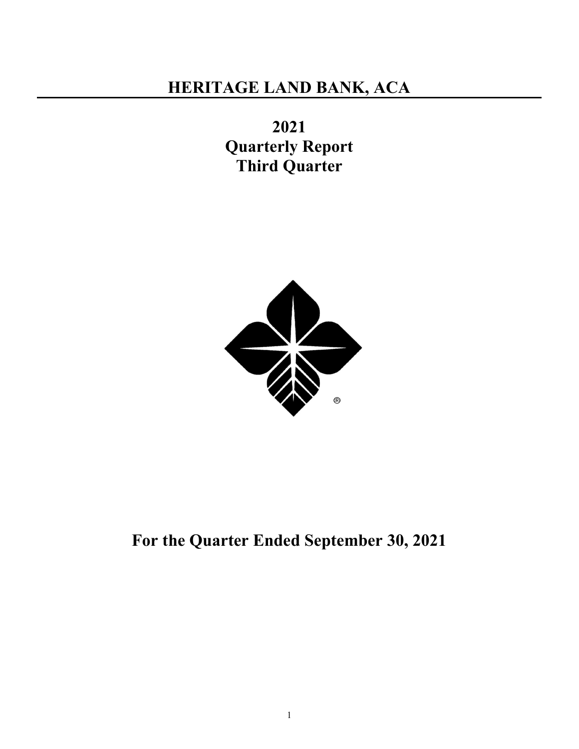# HERITAGE LAND BANK, ACA

## 2021
## Quarterly Report
## Third Quarter

## For the Quarter Ended September 30, 2021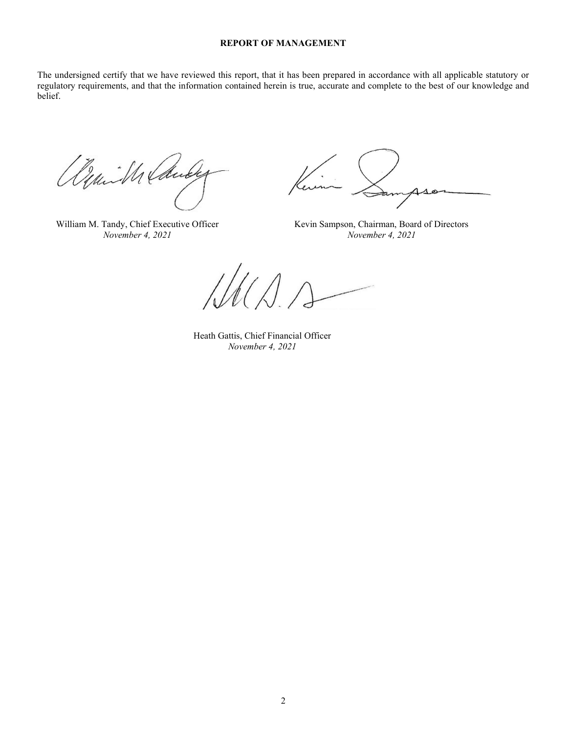**REPORT OF MANAGEMENT**

The undersigned certify that we have reviewed this report, that it has been prepared in accordance with all applicable statutory or regulatory requirements, and that the information contained herein is true, accurate and complete to the best of our knowledge and belief.

William M. Tandy, Chief Executive Officer
*November 4, 2021*

Kevin Sampson, Chairman, Board of Directors
*November 4, 2021*

Heath Gattis, Chief Financial Officer
*November 4, 2021*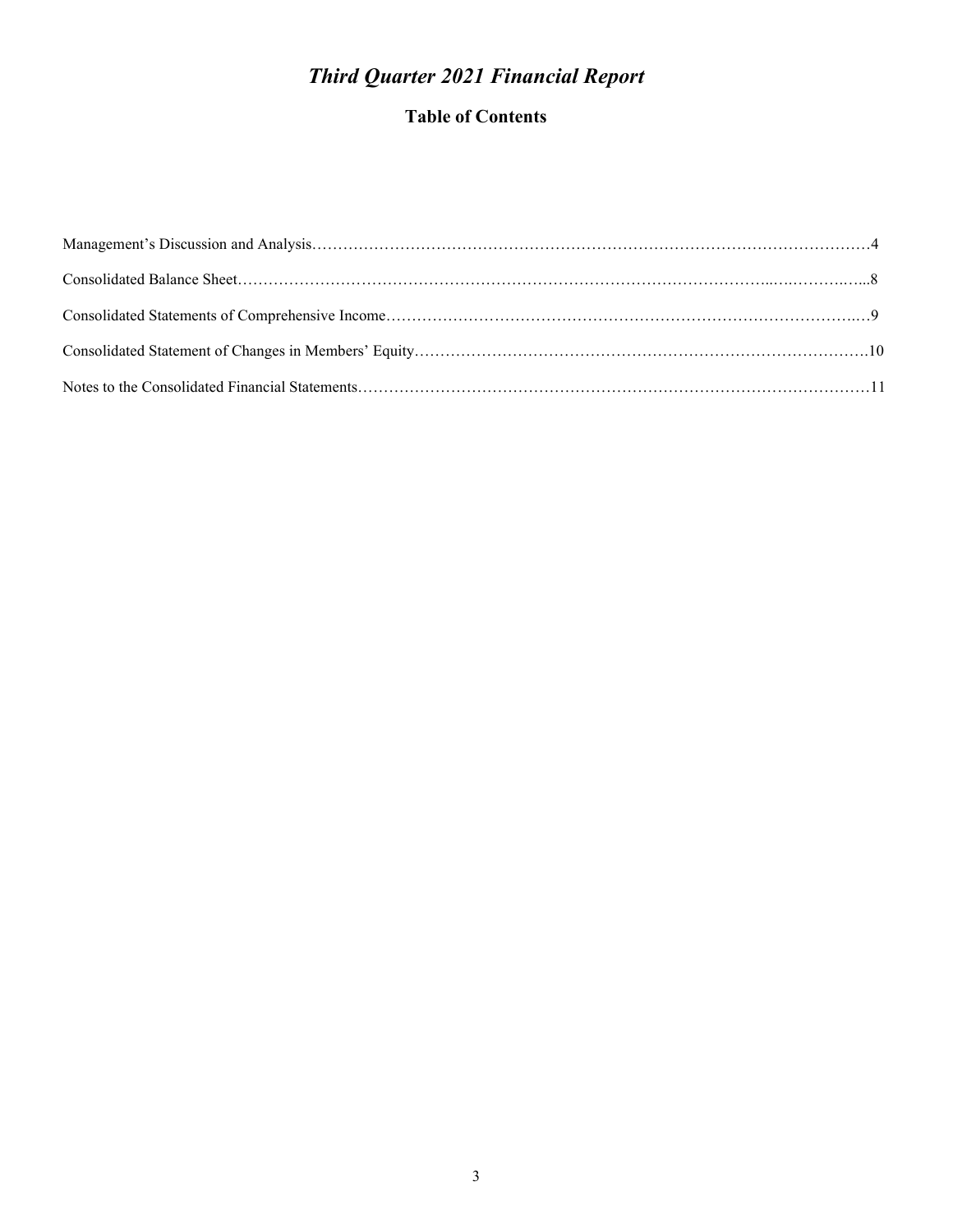# *Third Quarter 2021 Financial Report*

## Table of Contents

Management's Discussion and Analysis……………………………………………………………………………………………4

Consolidated Balance Sheet……………………………………………………………………………………………..……….…..8

Consolidated Statements of Comprehensive Income…………………………………………………………………………..…9

Consolidated Statement of Changes in Members' Equity………………………………………………………………………10

Notes to the Consolidated Financial Statements…………………………………………………………………………………11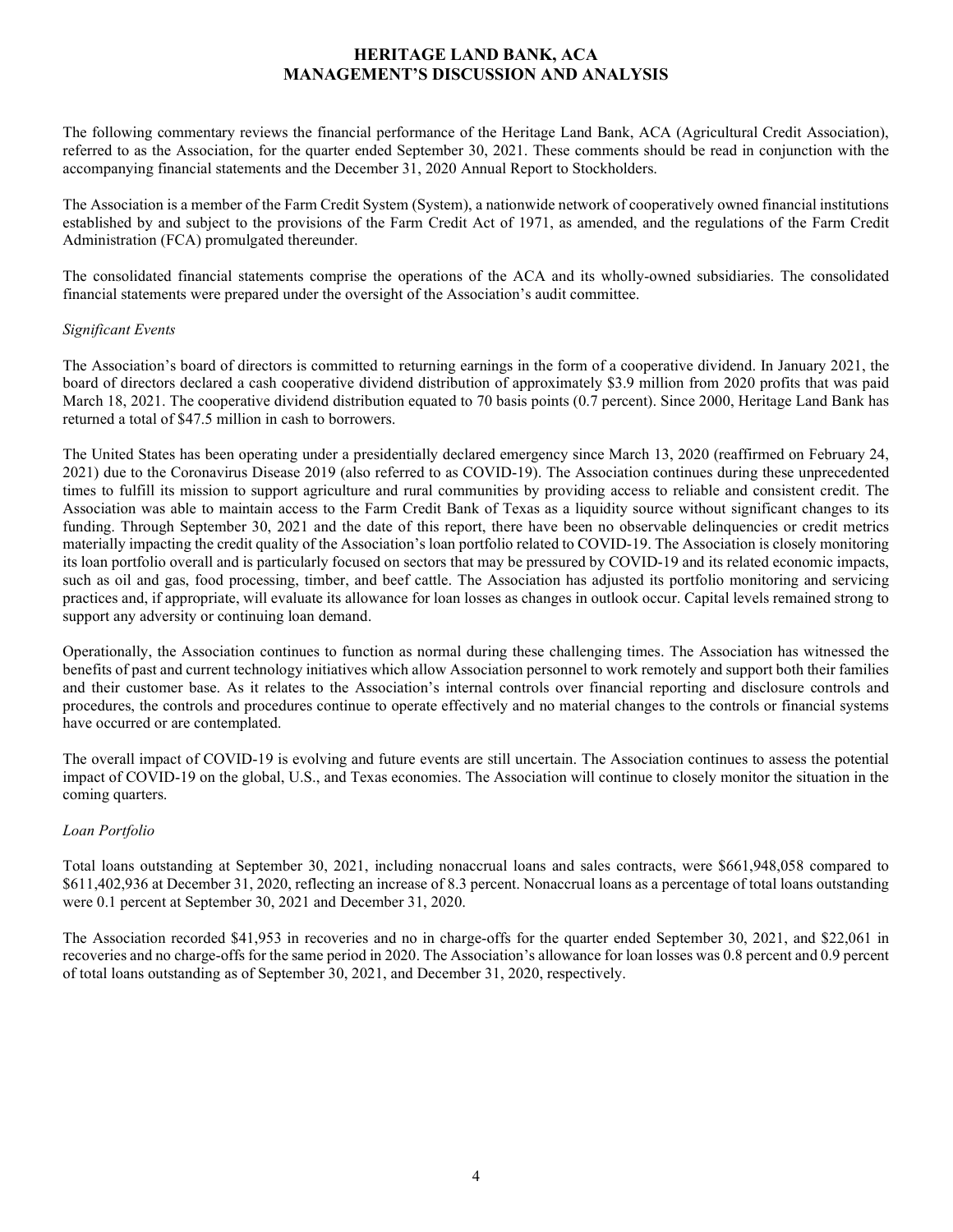# HERITAGE LAND BANK, ACA
# MANAGEMENT'S DISCUSSION AND ANALYSIS

The following commentary reviews the financial performance of the Heritage Land Bank, ACA (Agricultural Credit Association), referred to as the Association, for the quarter ended September 30, 2021. These comments should be read in conjunction with the accompanying financial statements and the December 31, 2020 Annual Report to Stockholders.

The Association is a member of the Farm Credit System (System), a nationwide network of cooperatively owned financial institutions established by and subject to the provisions of the Farm Credit Act of 1971, as amended, and the regulations of the Farm Credit Administration (FCA) promulgated thereunder.

The consolidated financial statements comprise the operations of the ACA and its wholly-owned subsidiaries. The consolidated financial statements were prepared under the oversight of the Association's audit committee.

*Significant Events*

The Association's board of directors is committed to returning earnings in the form of a cooperative dividend. In January 2021, the board of directors declared a cash cooperative dividend distribution of approximately $3.9 million from 2020 profits that was paid March 18, 2021. The cooperative dividend distribution equated to 70 basis points (0.7 percent). Since 2000, Heritage Land Bank has returned a total of $47.5 million in cash to borrowers.

The United States has been operating under a presidentially declared emergency since March 13, 2020 (reaffirmed on February 24, 2021) due to the Coronavirus Disease 2019 (also referred to as COVID-19). The Association continues during these unprecedented times to fulfill its mission to support agriculture and rural communities by providing access to reliable and consistent credit. The Association was able to maintain access to the Farm Credit Bank of Texas as a liquidity source without significant changes to its funding. Through September 30, 2021 and the date of this report, there have been no observable delinquencies or credit metrics materially impacting the credit quality of the Association's loan portfolio related to COVID-19. The Association is closely monitoring its loan portfolio overall and is particularly focused on sectors that may be pressured by COVID-19 and its related economic impacts, such as oil and gas, food processing, timber, and beef cattle. The Association has adjusted its portfolio monitoring and servicing practices and, if appropriate, will evaluate its allowance for loan losses as changes in outlook occur. Capital levels remained strong to support any adversity or continuing loan demand.

Operationally, the Association continues to function as normal during these challenging times. The Association has witnessed the benefits of past and current technology initiatives which allow Association personnel to work remotely and support both their families and their customer base. As it relates to the Association's internal controls over financial reporting and disclosure controls and procedures, the controls and procedures continue to operate effectively and no material changes to the controls or financial systems have occurred or are contemplated.

The overall impact of COVID-19 is evolving and future events are still uncertain. The Association continues to assess the potential impact of COVID-19 on the global, U.S., and Texas economies. The Association will continue to closely monitor the situation in the coming quarters.

*Loan Portfolio*

Total loans outstanding at September 30, 2021, including nonaccrual loans and sales contracts, were $661,948,058 compared to $611,402,936 at December 31, 2020, reflecting an increase of 8.3 percent. Nonaccrual loans as a percentage of total loans outstanding were 0.1 percent at September 30, 2021 and December 31, 2020.

The Association recorded $41,953 in recoveries and no in charge-offs for the quarter ended September 30, 2021, and $22,061 in recoveries and no charge-offs for the same period in 2020. The Association's allowance for loan losses was 0.8 percent and 0.9 percent of total loans outstanding as of September 30, 2021, and December 31, 2020, respectively.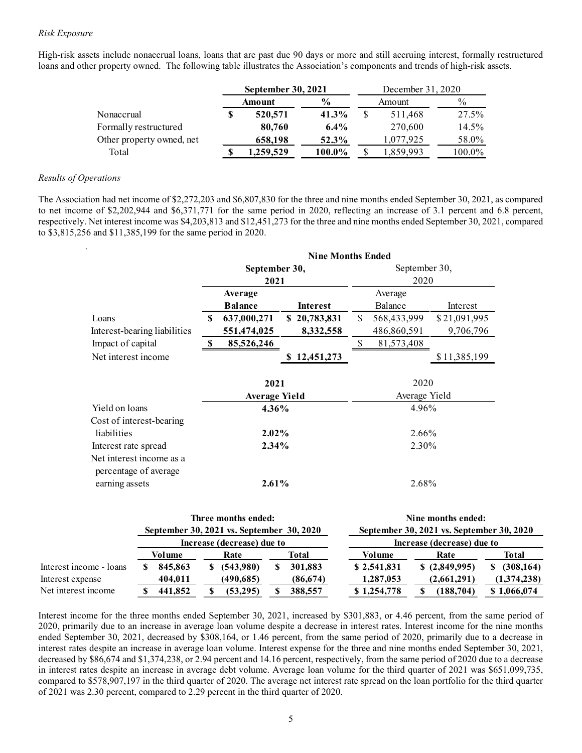*Risk Exposure*

High-risk assets include nonaccrual loans, loans that are past due 90 days or more and still accruing interest, formally restructured loans and other property owned. The following table illustrates the Association's components and trends of high-risk assets.

| | **September 30, 2021** | | December 31, 2020 | |
|---|---|---|---|---|
| | **Amount** | **%** | Amount | % |
| Nonaccrual | **$ 520,571** | **41.3%** | $ 511,468 | 27.5% |
| Formally restructured | **80,760** | **6.4%** | 270,600 | 14.5% |
| Other property owned, net | **658,198** | **52.3%** | 1,077,925 | 58.0% |
| Total | **$ 1,259,529** | **100.0%** | $ 1,859,993 | 100.0% |

*Results of Operations*

The Association had net income of $2,272,203 and $6,807,830 for the three and nine months ended September 30, 2021, as compared to net income of $2,202,944 and $6,371,771 for the same period in 2020, reflecting an increase of 3.1 percent and 6.8 percent, respectively. Net interest income was $4,203,813 and $12,451,273 for the three and nine months ended September 30, 2021, compared to $3,815,256 and $11,385,199 for the same period in 2020.

| | **Nine Months Ended** | | | |
|---|---|---|---|---|
| | **September 30, 2021** | | September 30, 2020 | |
| | **Average Balance** | **Interest** | Average Balance | Interest |
| Loans | **$ 637,000,271** | **$ 20,783,831** | $ 568,433,999 | $ 21,091,995 |
| Interest-bearing liabilities | **551,474,025** | **8,332,558** | 486,860,591 | 9,706,796 |
| Impact of capital | **$ 85,526,246** | | $ 81,573,408 | |
| Net interest income | | **$ 12,451,273** | | $ 11,385,199 |

| | **2021 Average Yield** | 2020 Average Yield |
|---|---|---|
| Yield on loans | **4.36%** | 4.96% |
| Cost of interest-bearing liabilities | **2.02%** | 2.66% |
| Interest rate spread | **2.34%** | 2.30% |
| Net interest income as a percentage of average earning assets | **2.61%** | 2.68% |

| | **Three months ended: September 30, 2021 vs. September 30, 2020** | | | **Nine months ended: September 30, 2021 vs. September 30, 2020** | | |
|---|---|---|---|---|---|---|
| | **Increase (decrease) due to** | | | **Increase (decrease) due to** | | |
| | **Volume** | **Rate** | **Total** | **Volume** | **Rate** | **Total** |
| Interest income - loans | **$ 845,863** | **$ (543,980)** | **$ 301,883** | **$ 2,541,831** | **$ (2,849,995)** | **$ (308,164)** |
| Interest expense | **404,011** | **(490,685)** | **(86,674)** | **1,287,053** | **(2,661,291)** | **(1,374,238)** |
| Net interest income | **$ 441,852** | **$ (53,295)** | **$ 388,557** | **$ 1,254,778** | **$ (188,704)** | **$ 1,066,074** |

Interest income for the three months ended September 30, 2021, increased by $301,883, or 4.46 percent, from the same period of 2020, primarily due to an increase in average loan volume despite a decrease in interest rates. Interest income for the nine months ended September 30, 2021, decreased by $308,164, or 1.46 percent, from the same period of 2020, primarily due to a decrease in interest rates despite an increase in average loan volume. Interest expense for the three and nine months ended September 30, 2021, decreased by $86,674 and $1,374,238, or 2.94 percent and 14.16 percent, respectively, from the same period of 2020 due to a decrease in interest rates despite an increase in average debt volume. Average loan volume for the third quarter of 2021 was $651,099,735, compared to $578,907,197 in the third quarter of 2020. The average net interest rate spread on the loan portfolio for the third quarter of 2021 was 2.30 percent, compared to 2.29 percent in the third quarter of 2020.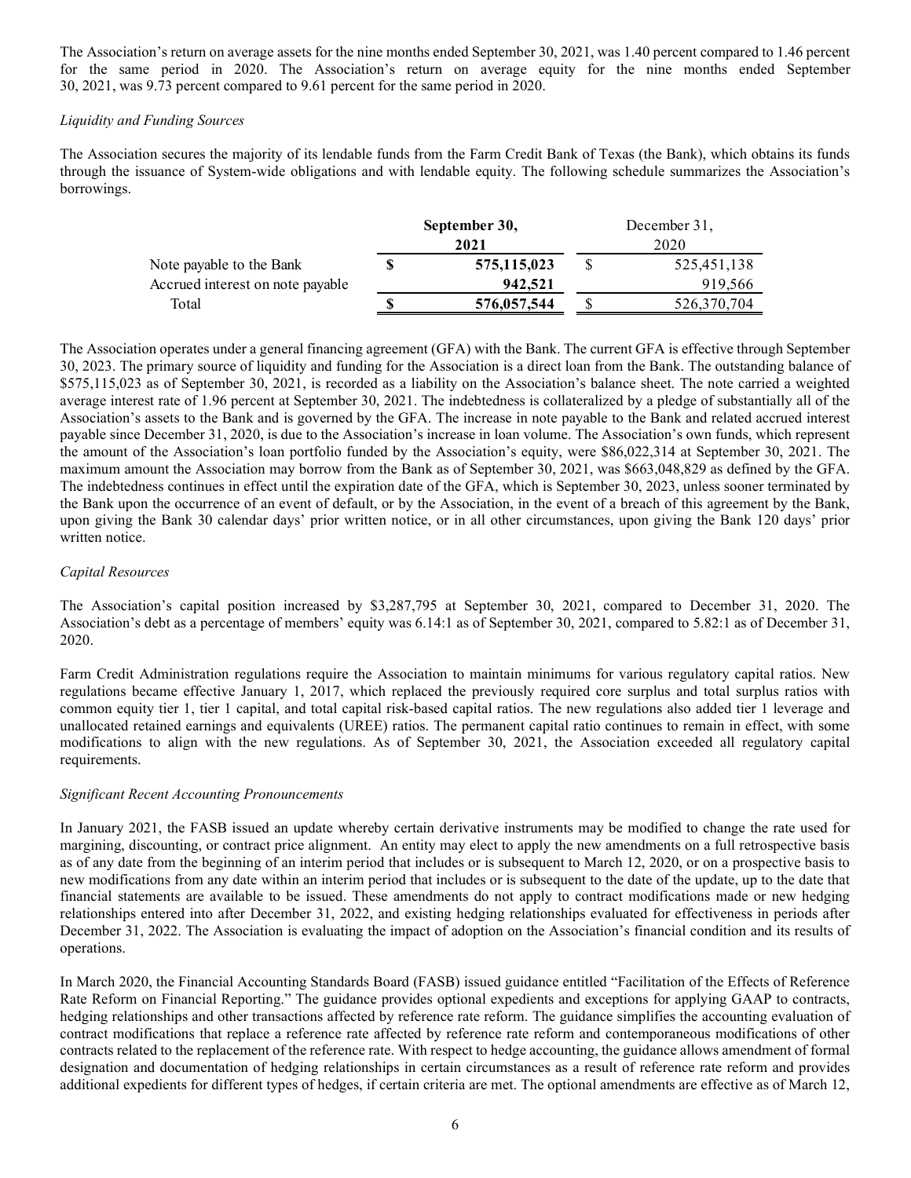The Association's return on average assets for the nine months ended September 30, 2021, was 1.40 percent compared to 1.46 percent for the same period in 2020. The Association's return on average equity for the nine months ended September 30, 2021, was 9.73 percent compared to 9.61 percent for the same period in 2020.

*Liquidity and Funding Sources*

The Association secures the majority of its lendable funds from the Farm Credit Bank of Texas (the Bank), which obtains its funds through the issuance of System-wide obligations and with lendable equity. The following schedule summarizes the Association's borrowings.

| | **September 30, 2021** | December 31, 2020 |
|---|---|---|
| Note payable to the Bank | **$ 575,115,023** | $ 525,451,138 |
| Accrued interest on note payable | **942,521** | 919,566 |
| Total | **$ 576,057,544** | $ 526,370,704 |

The Association operates under a general financing agreement (GFA) with the Bank. The current GFA is effective through September 30, 2023. The primary source of liquidity and funding for the Association is a direct loan from the Bank. The outstanding balance of $575,115,023 as of September 30, 2021, is recorded as a liability on the Association's balance sheet. The note carried a weighted average interest rate of 1.96 percent at September 30, 2021. The indebtedness is collateralized by a pledge of substantially all of the Association's assets to the Bank and is governed by the GFA. The increase in note payable to the Bank and related accrued interest payable since December 31, 2020, is due to the Association's increase in loan volume. The Association's own funds, which represent the amount of the Association's loan portfolio funded by the Association's equity, were $86,022,314 at September 30, 2021. The maximum amount the Association may borrow from the Bank as of September 30, 2021, was $663,048,829 as defined by the GFA. The indebtedness continues in effect until the expiration date of the GFA, which is September 30, 2023, unless sooner terminated by the Bank upon the occurrence of an event of default, or by the Association, in the event of a breach of this agreement by the Bank, upon giving the Bank 30 calendar days' prior written notice, or in all other circumstances, upon giving the Bank 120 days' prior written notice.

*Capital Resources*

The Association's capital position increased by $3,287,795 at September 30, 2021, compared to December 31, 2020. The Association's debt as a percentage of members' equity was 6.14:1 as of September 30, 2021, compared to 5.82:1 as of December 31, 2020.

Farm Credit Administration regulations require the Association to maintain minimums for various regulatory capital ratios. New regulations became effective January 1, 2017, which replaced the previously required core surplus and total surplus ratios with common equity tier 1, tier 1 capital, and total capital risk-based capital ratios. The new regulations also added tier 1 leverage and unallocated retained earnings and equivalents (UREE) ratios. The permanent capital ratio continues to remain in effect, with some modifications to align with the new regulations. As of September 30, 2021, the Association exceeded all regulatory capital requirements.

*Significant Recent Accounting Pronouncements*

In January 2021, the FASB issued an update whereby certain derivative instruments may be modified to change the rate used for margining, discounting, or contract price alignment. An entity may elect to apply the new amendments on a full retrospective basis as of any date from the beginning of an interim period that includes or is subsequent to March 12, 2020, or on a prospective basis to new modifications from any date within an interim period that includes or is subsequent to the date of the update, up to the date that financial statements are available to be issued. These amendments do not apply to contract modifications made or new hedging relationships entered into after December 31, 2022, and existing hedging relationships evaluated for effectiveness in periods after December 31, 2022. The Association is evaluating the impact of adoption on the Association's financial condition and its results of operations.

In March 2020, the Financial Accounting Standards Board (FASB) issued guidance entitled "Facilitation of the Effects of Reference Rate Reform on Financial Reporting." The guidance provides optional expedients and exceptions for applying GAAP to contracts, hedging relationships and other transactions affected by reference rate reform. The guidance simplifies the accounting evaluation of contract modifications that replace a reference rate affected by reference rate reform and contemporaneous modifications of other contracts related to the replacement of the reference rate. With respect to hedge accounting, the guidance allows amendment of formal designation and documentation of hedging relationships in certain circumstances as a result of reference rate reform and provides additional expedients for different types of hedges, if certain criteria are met. The optional amendments are effective as of March 12,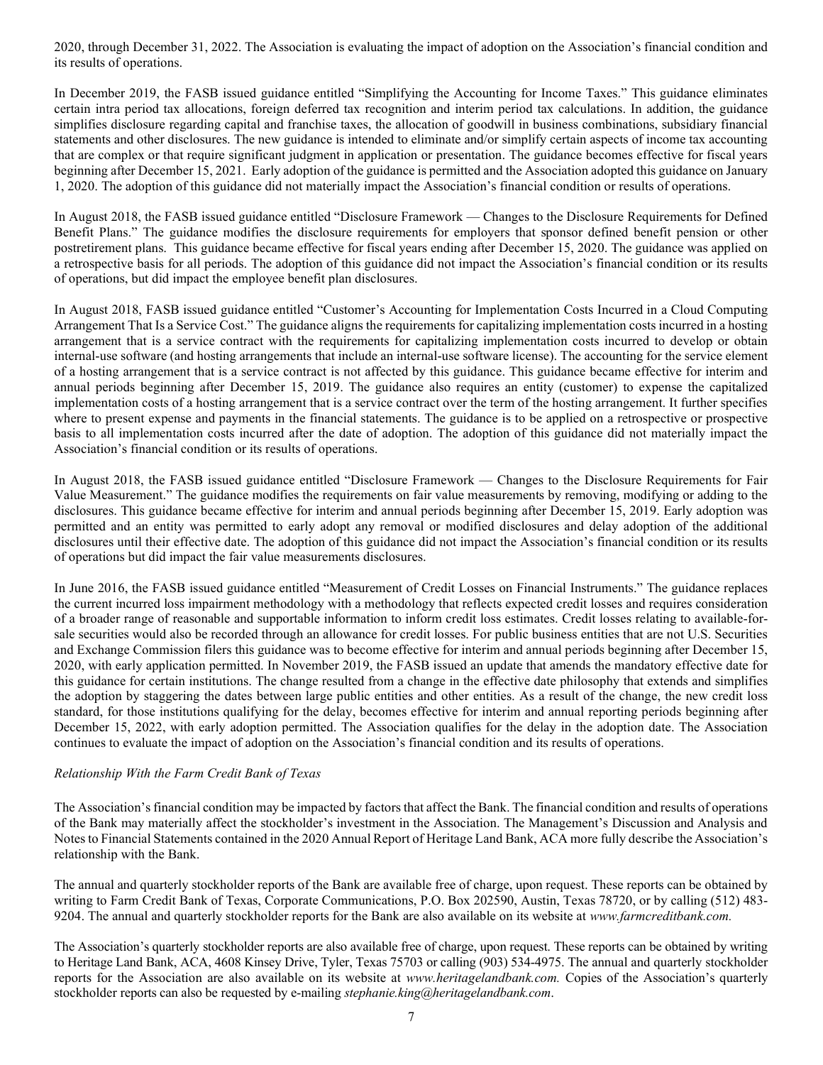2020, through December 31, 2022. The Association is evaluating the impact of adoption on the Association's financial condition and its results of operations.

In December 2019, the FASB issued guidance entitled "Simplifying the Accounting for Income Taxes." This guidance eliminates certain intra period tax allocations, foreign deferred tax recognition and interim period tax calculations. In addition, the guidance simplifies disclosure regarding capital and franchise taxes, the allocation of goodwill in business combinations, subsidiary financial statements and other disclosures. The new guidance is intended to eliminate and/or simplify certain aspects of income tax accounting that are complex or that require significant judgment in application or presentation. The guidance becomes effective for fiscal years beginning after December 15, 2021. Early adoption of the guidance is permitted and the Association adopted this guidance on January 1, 2020. The adoption of this guidance did not materially impact the Association's financial condition or results of operations.

In August 2018, the FASB issued guidance entitled "Disclosure Framework — Changes to the Disclosure Requirements for Defined Benefit Plans." The guidance modifies the disclosure requirements for employers that sponsor defined benefit pension or other postretirement plans. This guidance became effective for fiscal years ending after December 15, 2020. The guidance was applied on a retrospective basis for all periods. The adoption of this guidance did not impact the Association's financial condition or its results of operations, but did impact the employee benefit plan disclosures.

In August 2018, FASB issued guidance entitled "Customer's Accounting for Implementation Costs Incurred in a Cloud Computing Arrangement That Is a Service Cost." The guidance aligns the requirements for capitalizing implementation costs incurred in a hosting arrangement that is a service contract with the requirements for capitalizing implementation costs incurred to develop or obtain internal-use software (and hosting arrangements that include an internal-use software license). The accounting for the service element of a hosting arrangement that is a service contract is not affected by this guidance. This guidance became effective for interim and annual periods beginning after December 15, 2019. The guidance also requires an entity (customer) to expense the capitalized implementation costs of a hosting arrangement that is a service contract over the term of the hosting arrangement. It further specifies where to present expense and payments in the financial statements. The guidance is to be applied on a retrospective or prospective basis to all implementation costs incurred after the date of adoption. The adoption of this guidance did not materially impact the Association's financial condition or its results of operations.

In August 2018, the FASB issued guidance entitled "Disclosure Framework — Changes to the Disclosure Requirements for Fair Value Measurement." The guidance modifies the requirements on fair value measurements by removing, modifying or adding to the disclosures. This guidance became effective for interim and annual periods beginning after December 15, 2019. Early adoption was permitted and an entity was permitted to early adopt any removal or modified disclosures and delay adoption of the additional disclosures until their effective date. The adoption of this guidance did not impact the Association's financial condition or its results of operations but did impact the fair value measurements disclosures.

In June 2016, the FASB issued guidance entitled "Measurement of Credit Losses on Financial Instruments." The guidance replaces the current incurred loss impairment methodology with a methodology that reflects expected credit losses and requires consideration of a broader range of reasonable and supportable information to inform credit loss estimates. Credit losses relating to available-for-sale securities would also be recorded through an allowance for credit losses. For public business entities that are not U.S. Securities and Exchange Commission filers this guidance was to become effective for interim and annual periods beginning after December 15, 2020, with early application permitted. In November 2019, the FASB issued an update that amends the mandatory effective date for this guidance for certain institutions. The change resulted from a change in the effective date philosophy that extends and simplifies the adoption by staggering the dates between large public entities and other entities. As a result of the change, the new credit loss standard, for those institutions qualifying for the delay, becomes effective for interim and annual reporting periods beginning after December 15, 2022, with early adoption permitted. The Association qualifies for the delay in the adoption date. The Association continues to evaluate the impact of adoption on the Association's financial condition and its results of operations.

*Relationship With the Farm Credit Bank of Texas*

The Association's financial condition may be impacted by factors that affect the Bank. The financial condition and results of operations of the Bank may materially affect the stockholder's investment in the Association. The Management's Discussion and Analysis and Notes to Financial Statements contained in the 2020 Annual Report of Heritage Land Bank, ACA more fully describe the Association's relationship with the Bank.

The annual and quarterly stockholder reports of the Bank are available free of charge, upon request. These reports can be obtained by writing to Farm Credit Bank of Texas, Corporate Communications, P.O. Box 202590, Austin, Texas 78720, or by calling (512) 483-9204. The annual and quarterly stockholder reports for the Bank are also available on its website at *www.farmcreditbank.com.*

The Association's quarterly stockholder reports are also available free of charge, upon request. These reports can be obtained by writing to Heritage Land Bank, ACA, 4608 Kinsey Drive, Tyler, Texas 75703 or calling (903) 534-4975. The annual and quarterly stockholder reports for the Association are also available on its website at *www.heritagelandbank.com.* Copies of the Association's quarterly stockholder reports can also be requested by e-mailing *stephanie.king@heritagelandbank.com*.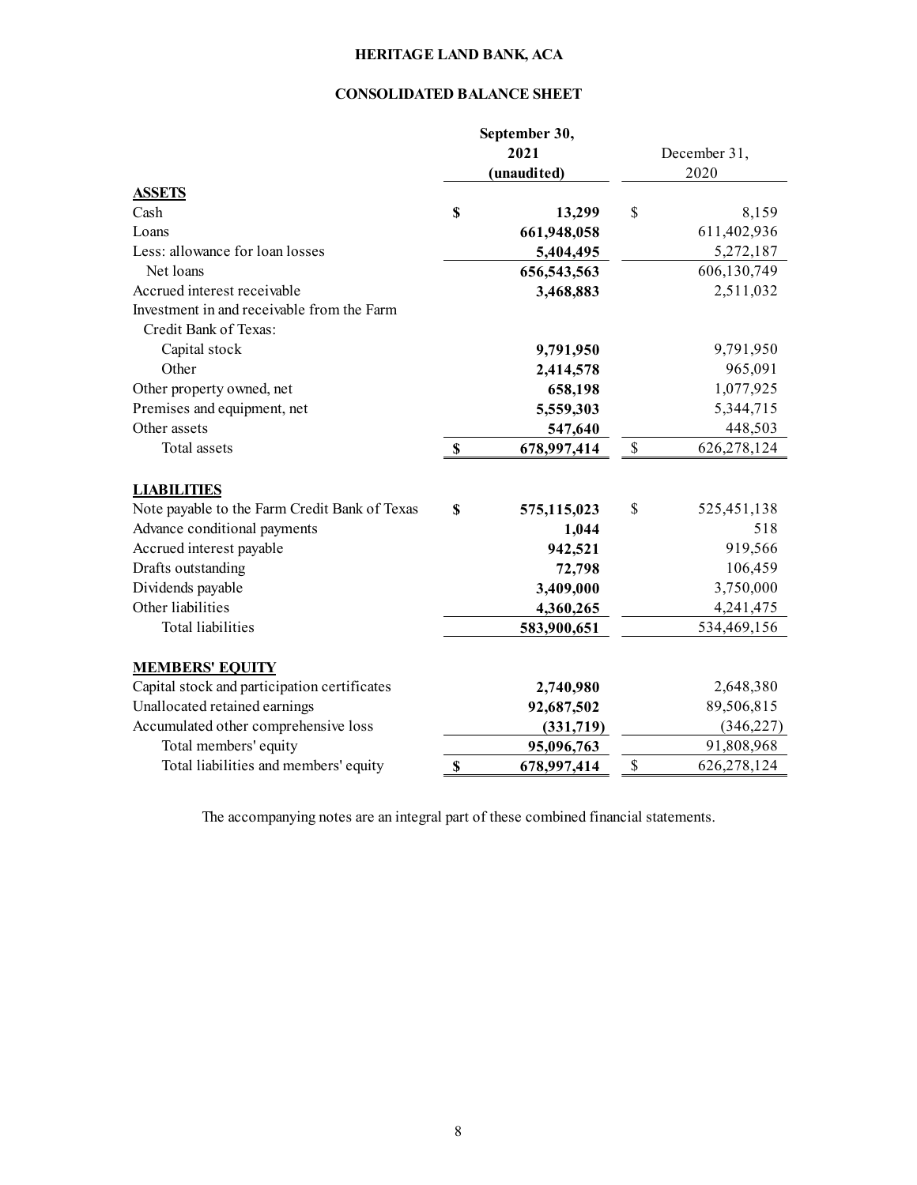# HERITAGE LAND BANK, ACA

## CONSOLIDATED BALANCE SHEET

| | September 30, 2021 (unaudited) | December 31, 2020 |
|---|---|---|
| **ASSETS** | | |
| Cash | $ 13,299 | $ 8,159 |
| Loans | 661,948,058 | 611,402,936 |
| Less: allowance for loan losses | 5,404,495 | 5,272,187 |
| Net loans | 656,543,563 | 606,130,749 |
| Accrued interest receivable | 3,468,883 | 2,511,032 |
| Investment in and receivable from the Farm Credit Bank of Texas: | | |
| Capital stock | 9,791,950 | 9,791,950 |
| Other | 2,414,578 | 965,091 |
| Other property owned, net | 658,198 | 1,077,925 |
| Premises and equipment, net | 5,559,303 | 5,344,715 |
| Other assets | 547,640 | 448,503 |
| Total assets | $ 678,997,414 | $ 626,278,124 |
| **LIABILITIES** | | |
| Note payable to the Farm Credit Bank of Texas | $ 575,115,023 | $ 525,451,138 |
| Advance conditional payments | 1,044 | 518 |
| Accrued interest payable | 942,521 | 919,566 |
| Drafts outstanding | 72,798 | 106,459 |
| Dividends payable | 3,409,000 | 3,750,000 |
| Other liabilities | 4,360,265 | 4,241,475 |
| Total liabilities | 583,900,651 | 534,469,156 |
| **MEMBERS' EQUITY** | | |
| Capital stock and participation certificates | 2,740,980 | 2,648,380 |
| Unallocated retained earnings | 92,687,502 | 89,506,815 |
| Accumulated other comprehensive loss | (331,719) | (346,227) |
| Total members' equity | 95,096,763 | 91,808,968 |
| Total liabilities and members' equity | $ 678,997,414 | $ 626,278,124 |

The accompanying notes are an integral part of these combined financial statements.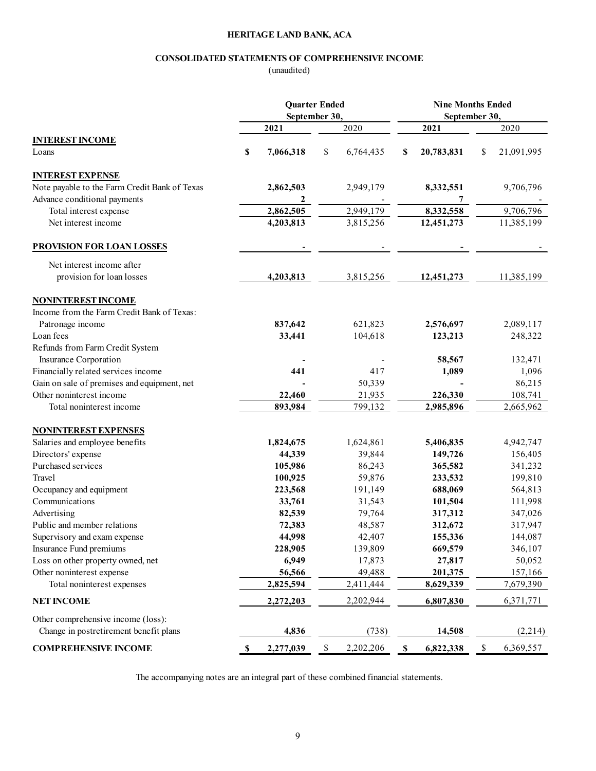# HERITAGE LAND BANK, ACA

## CONSOLIDATED STATEMENTS OF COMPREHENSIVE INCOME

(unaudited)

| | Quarter Ended September 30, | | Nine Months Ended September 30, | |
|---|---|---|---|---|
| | **2021** | 2020 | **2021** | 2020 |
| **INTEREST INCOME** | | | | |
| Loans | **$ 7,066,318** | $ 6,764,435 | **$ 20,783,831** | $ 21,091,995 |
| **INTEREST EXPENSE** | | | | |
| Note payable to the Farm Credit Bank of Texas | **2,862,503** | 2,949,179 | **8,332,551** | 9,706,796 |
| Advance conditional payments | **2** | - | **7** | - |
| Total interest expense | **2,862,505** | 2,949,179 | **8,332,558** | 9,706,796 |
| Net interest income | **4,203,813** | 3,815,256 | **12,451,273** | 11,385,199 |
| **PROVISION FOR LOAN LOSSES** | **-** | - | **-** | - |
| Net interest income after provision for loan losses | **4,203,813** | 3,815,256 | **12,451,273** | 11,385,199 |
| **NONINTEREST INCOME** | | | | |
| Income from the Farm Credit Bank of Texas: | | | | |
| Patronage income | **837,642** | 621,823 | **2,576,697** | 2,089,117 |
| Loan fees | **33,441** | 104,618 | **123,213** | 248,322 |
| Refunds from Farm Credit System Insurance Corporation | **-** | - | **58,567** | 132,471 |
| Financially related services income | **441** | 417 | **1,089** | 1,096 |
| Gain on sale of premises and equipment, net | **-** | 50,339 | **-** | 86,215 |
| Other noninterest income | **22,460** | 21,935 | **226,330** | 108,741 |
| Total noninterest income | **893,984** | 799,132 | **2,985,896** | 2,665,962 |
| **NONINTEREST EXPENSES** | | | | |
| Salaries and employee benefits | **1,824,675** | 1,624,861 | **5,406,835** | 4,942,747 |
| Directors' expense | **44,339** | 39,844 | **149,726** | 156,405 |
| Purchased services | **105,986** | 86,243 | **365,582** | 341,232 |
| Travel | **100,925** | 59,876 | **233,532** | 199,810 |
| Occupancy and equipment | **223,568** | 191,149 | **688,069** | 564,813 |
| Communications | **33,761** | 31,543 | **101,504** | 111,998 |
| Advertising | **82,539** | 79,764 | **317,312** | 347,026 |
| Public and member relations | **72,383** | 48,587 | **312,672** | 317,947 |
| Supervisory and exam expense | **44,998** | 42,407 | **155,336** | 144,087 |
| Insurance Fund premiums | **228,905** | 139,809 | **669,579** | 346,107 |
| Loss on other property owned, net | **6,949** | 17,873 | **27,817** | 50,052 |
| Other noninterest expense | **56,566** | 49,488 | **201,375** | 157,166 |
| Total noninterest expenses | **2,825,594** | 2,411,444 | **8,629,339** | 7,679,390 |
| **NET INCOME** | **2,272,203** | 2,202,944 | **6,807,830** | 6,371,771 |
| Other comprehensive income (loss): | | | | |
| Change in postretirement benefit plans | **4,836** | (738) | **14,508** | (2,214) |
| **COMPREHENSIVE INCOME** | **$ 2,277,039** | $ 2,202,206 | **$ 6,822,338** | $ 6,369,557 |

The accompanying notes are an integral part of these combined financial statements.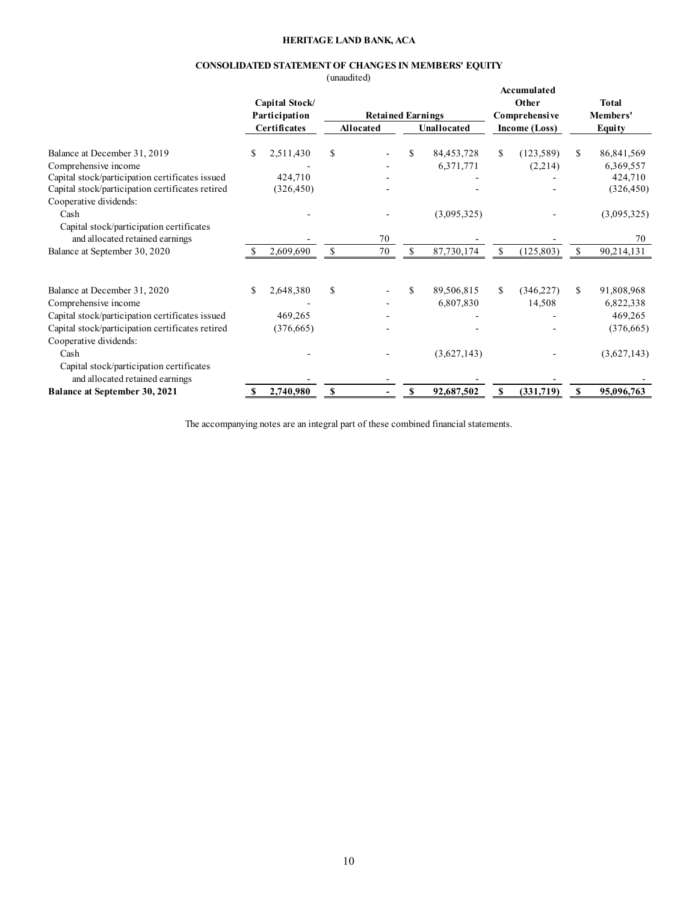**HERITAGE LAND BANK, ACA**

**CONSOLIDATED STATEMENT OF CHANGES IN MEMBERS' EQUITY**

(unaudited)

| | Capital Stock/ Participation Certificates | Retained Earnings | | Accumulated Other Comprehensive Income (Loss) | Total Members' Equity |
|---|---|---|---|---|---|
| | | Allocated | Unallocated | | |
| Balance at December 31, 2019 | $ 2,511,430 | $ - | $ 84,453,728 | $ (123,589) | $ 86,841,569 |
| Comprehensive income | - | - | 6,371,771 | (2,214) | 6,369,557 |
| Capital stock/participation certificates issued | 424,710 | - | - | - | 424,710 |
| Capital stock/participation certificates retired | (326,450) | - | - | - | (326,450) |
| Cooperative dividends: | | | | | |
| Cash | - | - | (3,095,325) | - | (3,095,325) |
| Capital stock/participation certificates and allocated retained earnings | - | 70 | - | - | 70 |
| Balance at September 30, 2020 | $ 2,609,690 | $ 70 | $ 87,730,174 | $ (125,803) | $ 90,214,131 |
| | | | | | |
| Balance at December 31, 2020 | $ 2,648,380 | $ - | $ 89,506,815 | $ (346,227) | $ 91,808,968 |
| Comprehensive income | - | - | 6,807,830 | 14,508 | 6,822,338 |
| Capital stock/participation certificates issued | 469,265 | - | - | - | 469,265 |
| Capital stock/participation certificates retired | (376,665) | - | - | - | (376,665) |
| Cooperative dividends: | | | | | |
| Cash | - | - | (3,627,143) | - | (3,627,143) |
| Capital stock/participation certificates and allocated retained earnings | - | - | - | - | - |
| **Balance at September 30, 2021** | **$ 2,740,980** | **$ -** | **$ 92,687,502** | **$ (331,719)** | **$ 95,096,763** |

The accompanying notes are an integral part of these combined financial statements.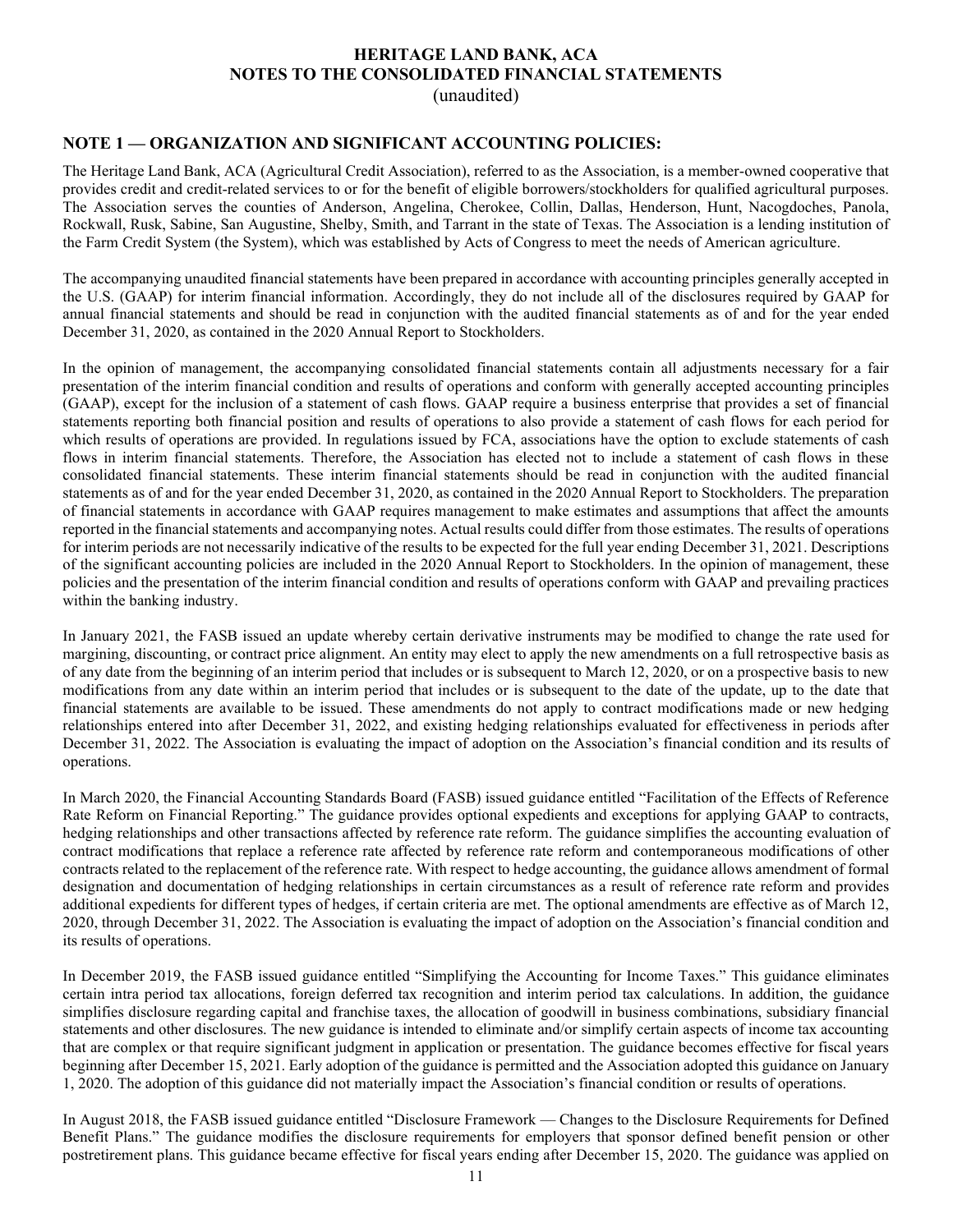# HERITAGE LAND BANK, ACA
## NOTES TO THE CONSOLIDATED FINANCIAL STATEMENTS
(unaudited)

## NOTE 1 — ORGANIZATION AND SIGNIFICANT ACCOUNTING POLICIES:

The Heritage Land Bank, ACA (Agricultural Credit Association), referred to as the Association, is a member-owned cooperative that provides credit and credit-related services to or for the benefit of eligible borrowers/stockholders for qualified agricultural purposes. The Association serves the counties of Anderson, Angelina, Cherokee, Collin, Dallas, Henderson, Hunt, Nacogdoches, Panola, Rockwall, Rusk, Sabine, San Augustine, Shelby, Smith, and Tarrant in the state of Texas. The Association is a lending institution of the Farm Credit System (the System), which was established by Acts of Congress to meet the needs of American agriculture.

The accompanying unaudited financial statements have been prepared in accordance with accounting principles generally accepted in the U.S. (GAAP) for interim financial information. Accordingly, they do not include all of the disclosures required by GAAP for annual financial statements and should be read in conjunction with the audited financial statements as of and for the year ended December 31, 2020, as contained in the 2020 Annual Report to Stockholders.

In the opinion of management, the accompanying consolidated financial statements contain all adjustments necessary for a fair presentation of the interim financial condition and results of operations and conform with generally accepted accounting principles (GAAP), except for the inclusion of a statement of cash flows. GAAP require a business enterprise that provides a set of financial statements reporting both financial position and results of operations to also provide a statement of cash flows for each period for which results of operations are provided. In regulations issued by FCA, associations have the option to exclude statements of cash flows in interim financial statements. Therefore, the Association has elected not to include a statement of cash flows in these consolidated financial statements. These interim financial statements should be read in conjunction with the audited financial statements as of and for the year ended December 31, 2020, as contained in the 2020 Annual Report to Stockholders. The preparation of financial statements in accordance with GAAP requires management to make estimates and assumptions that affect the amounts reported in the financial statements and accompanying notes. Actual results could differ from those estimates. The results of operations for interim periods are not necessarily indicative of the results to be expected for the full year ending December 31, 2021. Descriptions of the significant accounting policies are included in the 2020 Annual Report to Stockholders. In the opinion of management, these policies and the presentation of the interim financial condition and results of operations conform with GAAP and prevailing practices within the banking industry.

In January 2021, the FASB issued an update whereby certain derivative instruments may be modified to change the rate used for margining, discounting, or contract price alignment. An entity may elect to apply the new amendments on a full retrospective basis as of any date from the beginning of an interim period that includes or is subsequent to March 12, 2020, or on a prospective basis to new modifications from any date within an interim period that includes or is subsequent to the date of the update, up to the date that financial statements are available to be issued. These amendments do not apply to contract modifications made or new hedging relationships entered into after December 31, 2022, and existing hedging relationships evaluated for effectiveness in periods after December 31, 2022. The Association is evaluating the impact of adoption on the Association's financial condition and its results of operations.

In March 2020, the Financial Accounting Standards Board (FASB) issued guidance entitled "Facilitation of the Effects of Reference Rate Reform on Financial Reporting." The guidance provides optional expedients and exceptions for applying GAAP to contracts, hedging relationships and other transactions affected by reference rate reform. The guidance simplifies the accounting evaluation of contract modifications that replace a reference rate affected by reference rate reform and contemporaneous modifications of other contracts related to the replacement of the reference rate. With respect to hedge accounting, the guidance allows amendment of formal designation and documentation of hedging relationships in certain circumstances as a result of reference rate reform and provides additional expedients for different types of hedges, if certain criteria are met. The optional amendments are effective as of March 12, 2020, through December 31, 2022. The Association is evaluating the impact of adoption on the Association's financial condition and its results of operations.

In December 2019, the FASB issued guidance entitled "Simplifying the Accounting for Income Taxes." This guidance eliminates certain intra period tax allocations, foreign deferred tax recognition and interim period tax calculations. In addition, the guidance simplifies disclosure regarding capital and franchise taxes, the allocation of goodwill in business combinations, subsidiary financial statements and other disclosures. The new guidance is intended to eliminate and/or simplify certain aspects of income tax accounting that are complex or that require significant judgment in application or presentation. The guidance becomes effective for fiscal years beginning after December 15, 2021. Early adoption of the guidance is permitted and the Association adopted this guidance on January 1, 2020. The adoption of this guidance did not materially impact the Association's financial condition or results of operations.

In August 2018, the FASB issued guidance entitled "Disclosure Framework — Changes to the Disclosure Requirements for Defined Benefit Plans." The guidance modifies the disclosure requirements for employers that sponsor defined benefit pension or other postretirement plans. This guidance became effective for fiscal years ending after December 15, 2020. The guidance was applied on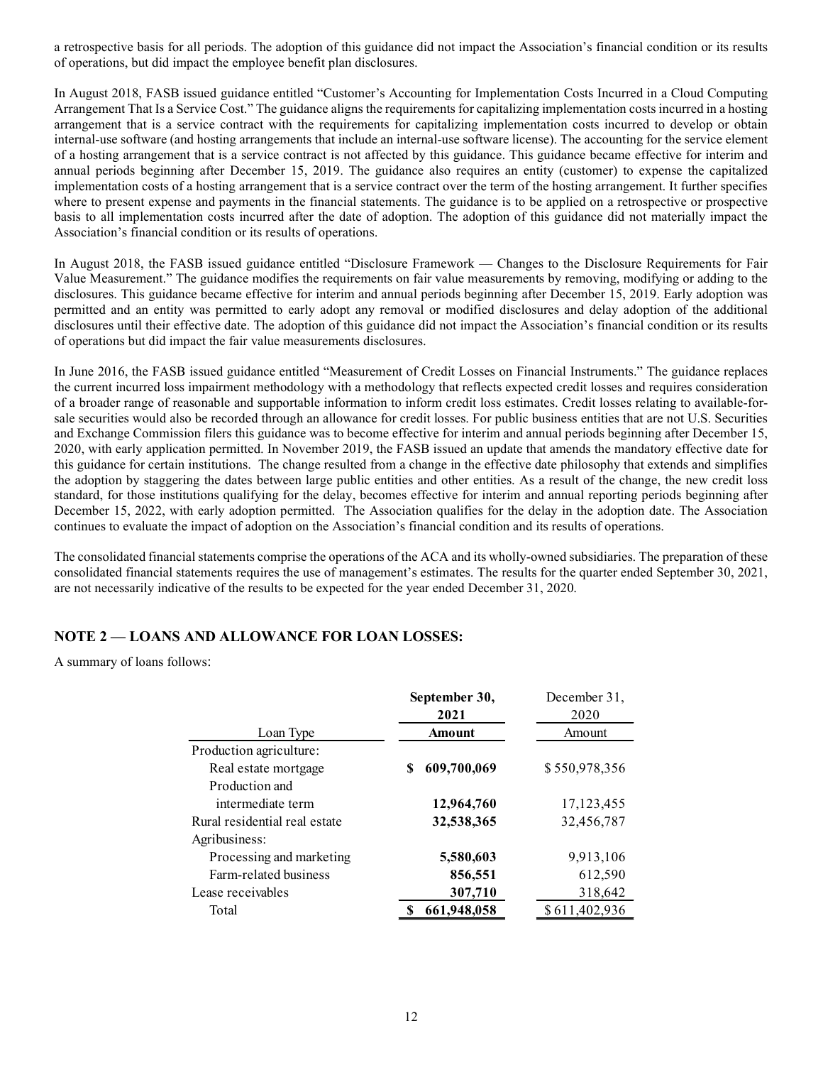a retrospective basis for all periods. The adoption of this guidance did not impact the Association's financial condition or its results of operations, but did impact the employee benefit plan disclosures.

In August 2018, FASB issued guidance entitled "Customer's Accounting for Implementation Costs Incurred in a Cloud Computing Arrangement That Is a Service Cost." The guidance aligns the requirements for capitalizing implementation costs incurred in a hosting arrangement that is a service contract with the requirements for capitalizing implementation costs incurred to develop or obtain internal-use software (and hosting arrangements that include an internal-use software license). The accounting for the service element of a hosting arrangement that is a service contract is not affected by this guidance. This guidance became effective for interim and annual periods beginning after December 15, 2019. The guidance also requires an entity (customer) to expense the capitalized implementation costs of a hosting arrangement that is a service contract over the term of the hosting arrangement. It further specifies where to present expense and payments in the financial statements. The guidance is to be applied on a retrospective or prospective basis to all implementation costs incurred after the date of adoption. The adoption of this guidance did not materially impact the Association's financial condition or its results of operations.

In August 2018, the FASB issued guidance entitled "Disclosure Framework — Changes to the Disclosure Requirements for Fair Value Measurement." The guidance modifies the requirements on fair value measurements by removing, modifying or adding to the disclosures. This guidance became effective for interim and annual periods beginning after December 15, 2019. Early adoption was permitted and an entity was permitted to early adopt any removal or modified disclosures and delay adoption of the additional disclosures until their effective date. The adoption of this guidance did not impact the Association's financial condition or its results of operations but did impact the fair value measurements disclosures.

In June 2016, the FASB issued guidance entitled "Measurement of Credit Losses on Financial Instruments." The guidance replaces the current incurred loss impairment methodology with a methodology that reflects expected credit losses and requires consideration of a broader range of reasonable and supportable information to inform credit loss estimates. Credit losses relating to available-for-sale securities would also be recorded through an allowance for credit losses. For public business entities that are not U.S. Securities and Exchange Commission filers this guidance was to become effective for interim and annual periods beginning after December 15, 2020, with early application permitted. In November 2019, the FASB issued an update that amends the mandatory effective date for this guidance for certain institutions. The change resulted from a change in the effective date philosophy that extends and simplifies the adoption by staggering the dates between large public entities and other entities. As a result of the change, the new credit loss standard, for those institutions qualifying for the delay, becomes effective for interim and annual reporting periods beginning after December 15, 2022, with early adoption permitted. The Association qualifies for the delay in the adoption date. The Association continues to evaluate the impact of adoption on the Association's financial condition and its results of operations.

The consolidated financial statements comprise the operations of the ACA and its wholly-owned subsidiaries. The preparation of these consolidated financial statements requires the use of management's estimates. The results for the quarter ended September 30, 2021, are not necessarily indicative of the results to be expected for the year ended December 31, 2020.

## NOTE 2 — LOANS AND ALLOWANCE FOR LOAN LOSSES:

A summary of loans follows:

| Loan Type | **September 30, 2021 Amount** | December 31, 2020 Amount |
|---|---|---|
| Production agriculture: | | |
| Real estate mortgage | **$ 609,700,069** | $ 550,978,356 |
| Production and intermediate term | **12,964,760** | 17,123,455 |
| Rural residential real estate | **32,538,365** | 32,456,787 |
| Agribusiness: | | |
| Processing and marketing | **5,580,603** | 9,913,106 |
| Farm-related business | **856,551** | 612,590 |
| Lease receivables | **307,710** | 318,642 |
| Total | **$ 661,948,058** | $ 611,402,936 |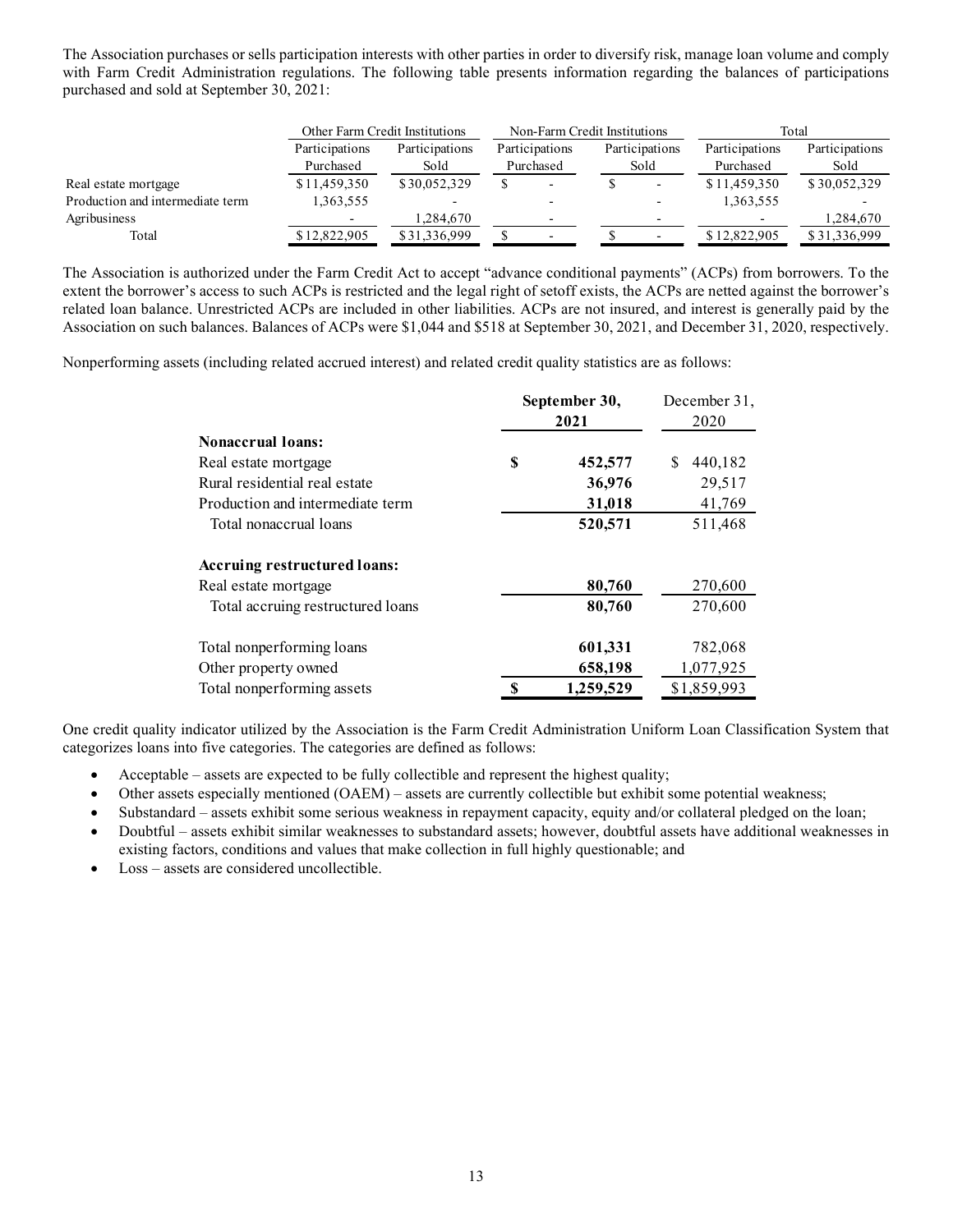The Association purchases or sells participation interests with other parties in order to diversify risk, manage loan volume and comply with Farm Credit Administration regulations. The following table presents information regarding the balances of participations purchased and sold at September 30, 2021:

| | Other Farm Credit Institutions | | Non-Farm Credit Institutions | | Total | |
|---|---|---|---|---|---|---|
| | Participations Purchased | Participations Sold | Participations Purchased | Participations Sold | Participations Purchased | Participations Sold |
| Real estate mortgage | $ 11,459,350 | $ 30,052,329 | $ - | $ - | $ 11,459,350 | $ 30,052,329 |
| Production and intermediate term | 1,363,555 | - | - | - | 1,363,555 | - |
| Agribusiness | - | 1,284,670 | - | - | - | 1,284,670 |
| Total | $ 12,822,905 | $ 31,336,999 | $ - | $ - | $ 12,822,905 | $ 31,336,999 |

The Association is authorized under the Farm Credit Act to accept "advance conditional payments" (ACPs) from borrowers. To the extent the borrower's access to such ACPs is restricted and the legal right of setoff exists, the ACPs are netted against the borrower's related loan balance. Unrestricted ACPs are included in other liabilities. ACPs are not insured, and interest is generally paid by the Association on such balances. Balances of ACPs were $1,044 and $518 at September 30, 2021, and December 31, 2020, respectively.

Nonperforming assets (including related accrued interest) and related credit quality statistics are as follows:

| | **September 30, 2021** | December 31, 2020 |
|---|---|---|
| **Nonaccrual loans:** | | |
| Real estate mortgage | **$ 452,577** | $ 440,182 |
| Rural residential real estate | **36,976** | 29,517 |
| Production and intermediate term | **31,018** | 41,769 |
| Total nonaccrual loans | **520,571** | 511,468 |
| **Accruing restructured loans:** | | |
| Real estate mortgage | **80,760** | 270,600 |
| Total accruing restructured loans | **80,760** | 270,600 |
| Total nonperforming loans | **601,331** | 782,068 |
| Other property owned | **658,198** | 1,077,925 |
| Total nonperforming assets | **$ 1,259,529** | $1,859,993 |

One credit quality indicator utilized by the Association is the Farm Credit Administration Uniform Loan Classification System that categorizes loans into five categories. The categories are defined as follows:

- Acceptable – assets are expected to be fully collectible and represent the highest quality;
- Other assets especially mentioned (OAEM) – assets are currently collectible but exhibit some potential weakness;
- Substandard – assets exhibit some serious weakness in repayment capacity, equity and/or collateral pledged on the loan;
- Doubtful – assets exhibit similar weaknesses to substandard assets; however, doubtful assets have additional weaknesses in existing factors, conditions and values that make collection in full highly questionable; and
- Loss – assets are considered uncollectible.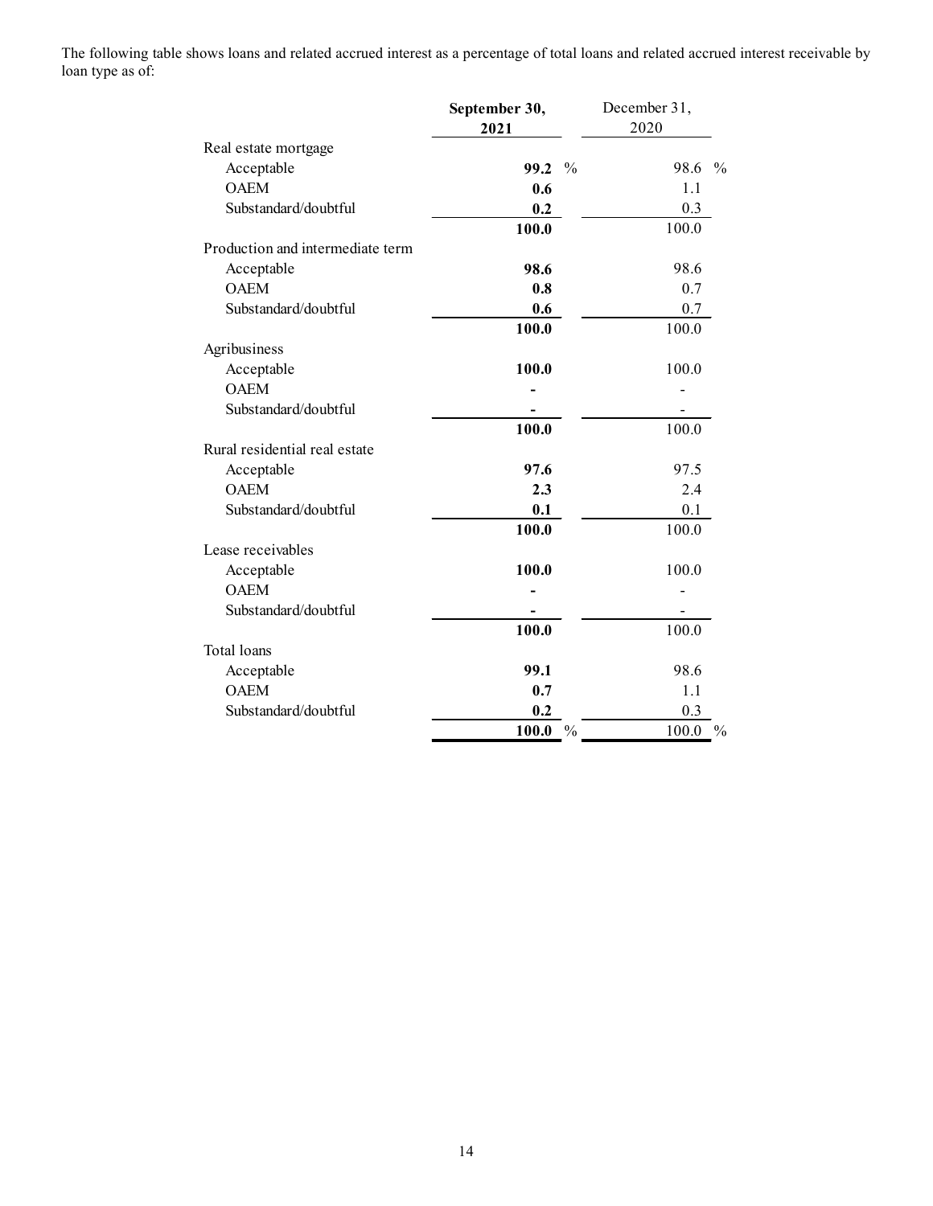The following table shows loans and related accrued interest as a percentage of total loans and related accrued interest receivable by loan type as of:

| | September 30, 2021 | December 31, 2020 |
|---|---|---|
| Real estate mortgage | | |
| Acceptable | **99.2** % | 98.6 % |
| OAEM | **0.6** | 1.1 |
| Substandard/doubtful | **0.2** | 0.3 |
| | **100.0** | 100.0 |
| Production and intermediate term | | |
| Acceptable | **98.6** | 98.6 |
| OAEM | **0.8** | 0.7 |
| Substandard/doubtful | **0.6** | 0.7 |
| | **100.0** | 100.0 |
| Agribusiness | | |
| Acceptable | **100.0** | 100.0 |
| OAEM | **-** | - |
| Substandard/doubtful | **-** | - |
| | **100.0** | 100.0 |
| Rural residential real estate | | |
| Acceptable | **97.6** | 97.5 |
| OAEM | **2.3** | 2.4 |
| Substandard/doubtful | **0.1** | 0.1 |
| | **100.0** | 100.0 |
| Lease receivables | | |
| Acceptable | **100.0** | 100.0 |
| OAEM | **-** | - |
| Substandard/doubtful | **-** | - |
| | **100.0** | 100.0 |
| Total loans | | |
| Acceptable | **99.1** | 98.6 |
| OAEM | **0.7** | 1.1 |
| Substandard/doubtful | **0.2** | 0.3 |
| | **100.0** % | 100.0 % |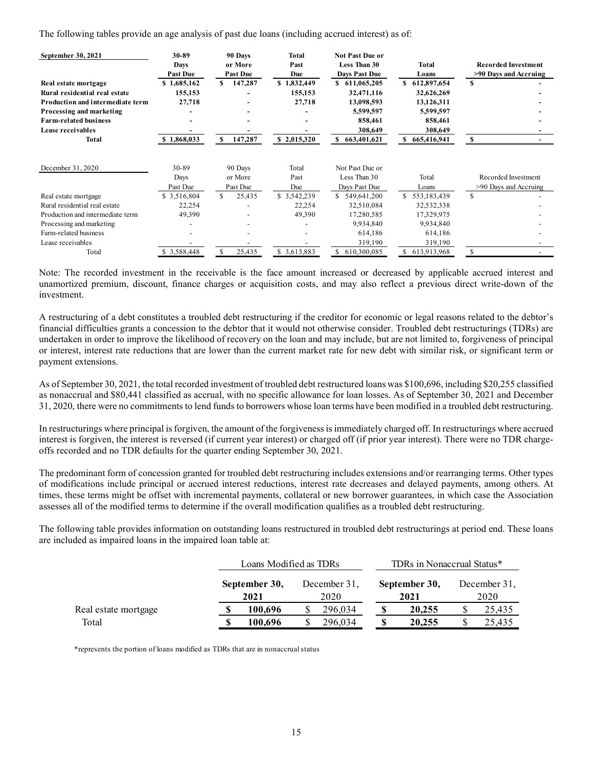The following tables provide an age analysis of past due loans (including accrued interest) as of:

| **September 30, 2021** | **30-89 Days Past Due** | **90 Days or More Past Due** | **Total Past Due** | **Not Past Due or Less Than 30 Days Past Due** | **Total Loans** | **Recorded Investment >90 Days and Accruing** |
|---|---|---|---|---|---|---|
| **Real estate mortgage** | **$ 1,685,162** | **$ 147,287** | **$ 1,832,449** | **$ 611,065,205** | **$ 612,897,654** | **$ -** |
| **Rural residential real estate** | **155,153** | **-** | **155,153** | **32,471,116** | **32,626,269** | **-** |
| **Production and intermediate term** | **27,718** | **-** | **27,718** | **13,098,593** | **13,126,311** | **-** |
| **Processing and marketing** | **-** | **-** | **-** | **5,599,597** | **5,599,597** | **-** |
| **Farm-related business** | **-** | **-** | **-** | **858,461** | **858,461** | **-** |
| **Lease receivables** | **-** | **-** | **-** | **308,649** | **308,649** | **-** |
| **Total** | **$ 1,868,033** | **$ 147,287** | **$ 2,015,320** | **$ 663,401,621** | **$ 665,416,941** | **$ -** |

| December 31, 2020 | 30-89 Days Past Due | 90 Days or More Past Due | Total Past Due | Not Past Due or Less Than 30 Days Past Due | Total Loans | Recorded Investment >90 Days and Accruing |
|---|---|---|---|---|---|---|
| Real estate mortgage | $ 3,516,804 | $ 25,435 | $ 3,542,239 | $ 549,641,200 | $ 553,183,439 | $ - |
| Rural residential real estate | 22,254 | - | 22,254 | 32,510,084 | 32,532,338 | - |
| Production and intermediate term | 49,390 | - | 49,390 | 17,280,585 | 17,329,975 | - |
| Processing and marketing | - | - | - | 9,934,840 | 9,934,840 | - |
| Farm-related business | - | - | - | 614,186 | 614,186 | - |
| Lease receivables | - | - | - | 319,190 | 319,190 | - |
| Total | $ 3,588,448 | $ 25,435 | $ 3,613,883 | $ 610,300,085 | $ 613,913,968 | $ - |

Note: The recorded investment in the receivable is the face amount increased or decreased by applicable accrued interest and unamortized premium, discount, finance charges or acquisition costs, and may also reflect a previous direct write-down of the investment.

A restructuring of a debt constitutes a troubled debt restructuring if the creditor for economic or legal reasons related to the debtor's financial difficulties grants a concession to the debtor that it would not otherwise consider. Troubled debt restructurings (TDRs) are undertaken in order to improve the likelihood of recovery on the loan and may include, but are not limited to, forgiveness of principal or interest, interest rate reductions that are lower than the current market rate for new debt with similar risk, or significant term or payment extensions.

As of September 30, 2021, the total recorded investment of troubled debt restructured loans was $100,696, including $20,255 classified as nonaccrual and $80,441 classified as accrual, with no specific allowance for loan losses. As of September 30, 2021 and December 31, 2020, there were no commitments to lend funds to borrowers whose loan terms have been modified in a troubled debt restructuring.

In restructurings where principal is forgiven, the amount of the forgiveness is immediately charged off. In restructurings where accrued interest is forgiven, the interest is reversed (if current year interest) or charged off (if prior year interest). There were no TDR charge-offs recorded and no TDR defaults for the quarter ending September 30, 2021.

The predominant form of concession granted for troubled debt restructuring includes extensions and/or rearranging terms. Other types of modifications include principal or accrued interest reductions, interest rate decreases and delayed payments, among others. At times, these terms might be offset with incremental payments, collateral or new borrower guarantees, in which case the Association assesses all of the modified terms to determine if the overall modification qualifies as a troubled debt restructuring.

The following table provides information on outstanding loans restructured in troubled debt restructurings at period end. These loans are included as impaired loans in the impaired loan table at:

| | Loans Modified as TDRs | | TDRs in Nonaccrual Status* | |
|---|---|---|---|---|
| | **September 30, 2021** | December 31, 2020 | **September 30, 2021** | December 31, 2020 |
| Real estate mortgage | **$ 100,696** | $ 296,034 | **$ 20,255** | $ 25,435 |
| Total | **$ 100,696** | $ 296,034 | **$ 20,255** | $ 25,435 |

*represents the portion of loans modified as TDRs that are in nonaccrual status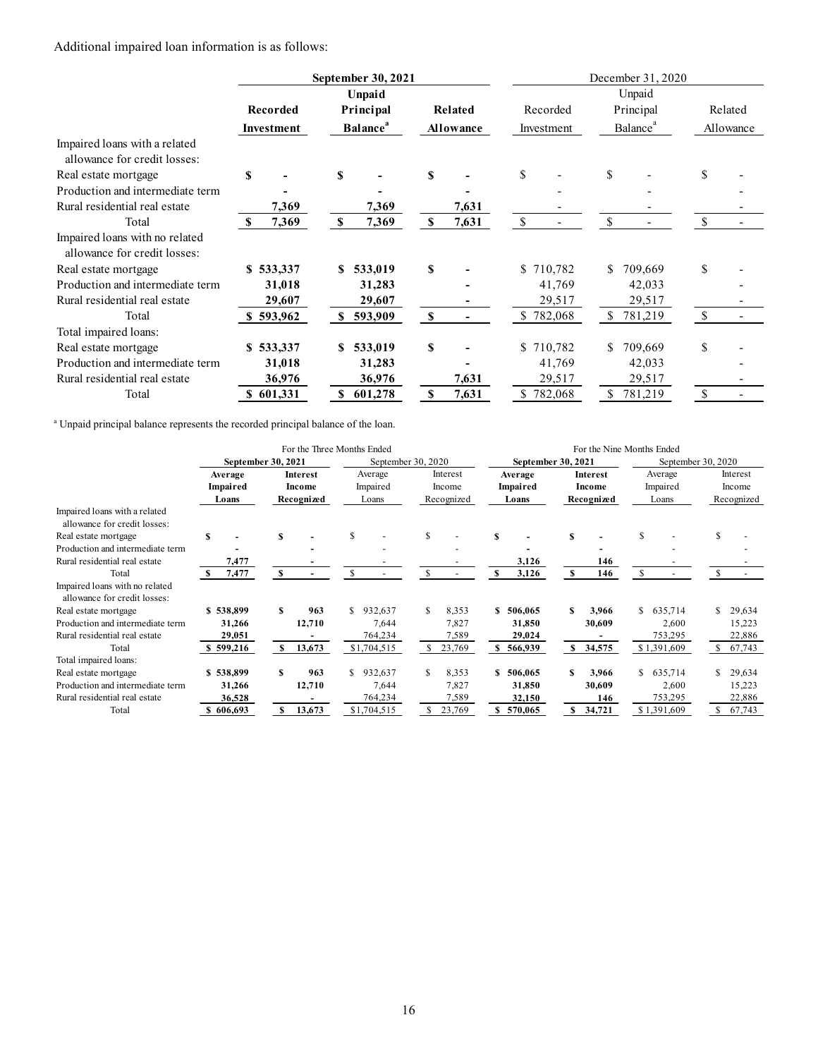Additional impaired loan information is as follows:

| | September 30, 2021 | | | December 31, 2020 | | |
|---|---|---|---|---|---|---|
| | Recorded Investment | Unpaid Principal Balance[a] | Related Allowance | Recorded Investment | Unpaid Principal Balance[a] | Related Allowance |
| Impaired loans with a related allowance for credit losses: | | | | | | |
| Real estate mortgage | $ - | $ - | $ - | $ - | $ - | $ - |
| Production and intermediate term | - | - | - | - | - | - |
| Rural residential real estate | 7,369 | 7,369 | 7,631 | - | - | - |
| Total | $ 7,369 | $ 7,369 | $ 7,631 | $ - | $ - | $ - |
| Impaired loans with no related allowance for credit losses: | | | | | | |
| Real estate mortgage | $ 533,337 | $ 533,019 | $ - | $ 710,782 | $ 709,669 | $ - |
| Production and intermediate term | 31,018 | 31,283 | - | 41,769 | 42,033 | - |
| Rural residential real estate | 29,607 | 29,607 | - | 29,517 | 29,517 | - |
| Total | $ 593,962 | $ 593,909 | $ - | $ 782,068 | $ 781,219 | $ - |
| Total impaired loans: | | | | | | |
| Real estate mortgage | $ 533,337 | $ 533,019 | $ - | $ 710,782 | $ 709,669 | $ - |
| Production and intermediate term | 31,018 | 31,283 | - | 41,769 | 42,033 | - |
| Rural residential real estate | 36,976 | 36,976 | 7,631 | 29,517 | 29,517 | - |
| Total | $ 601,331 | $ 601,278 | $ 7,631 | $ 782,068 | $ 781,219 | $ - |

[a] Unpaid principal balance represents the recorded principal balance of the loan.

| | For the Three Months Ended | | | | For the Nine Months Ended | | | |
|---|---|---|---|---|---|---|---|---|
| | September 30, 2021 | | September 30, 2020 | | September 30, 2021 | | September 30, 2020 | |
| | Average Impaired Loans | Interest Income Recognized | Average Impaired Loans | Interest Income Recognized | Average Impaired Loans | Interest Income Recognized | Average Impaired Loans | Interest Income Recognized |
| Impaired loans with a related allowance for credit losses: | | | | | | | | |
| Real estate mortgage | $ - | $ - | $ - | $ - | $ - | $ - | $ - | $ - |
| Production and intermediate term | - | - | - | - | - | - | - | - |
| Rural residential real estate | 7,477 | - | - | - | 3,126 | 146 | - | - |
| Total | $ 7,477 | $ - | $ - | $ - | $ 3,126 | $ 146 | $ - | $ - |
| Impaired loans with no related allowance for credit losses: | | | | | | | | |
| Real estate mortgage | $ 538,899 | $ 963 | $ 932,637 | $ 8,353 | $ 506,065 | $ 3,966 | $ 635,714 | $ 29,634 |
| Production and intermediate term | 31,266 | 12,710 | 7,644 | 7,827 | 31,850 | 30,609 | 2,600 | 15,223 |
| Rural residential real estate | 29,051 | - | 764,234 | 7,589 | 29,024 | - | 753,295 | 22,886 |
| Total | $ 599,216 | $ 13,673 | $1,704,515 | $ 23,769 | $ 566,939 | $ 34,575 | $ 1,391,609 | $ 67,743 |
| Total impaired loans: | | | | | | | | |
| Real estate mortgage | $ 538,899 | $ 963 | $ 932,637 | $ 8,353 | $ 506,065 | $ 3,966 | $ 635,714 | $ 29,634 |
| Production and intermediate term | 31,266 | 12,710 | 7,644 | 7,827 | 31,850 | 30,609 | 2,600 | 15,223 |
| Rural residential real estate | 36,528 | - | 764,234 | 7,589 | 32,150 | 146 | 753,295 | 22,886 |
| Total | $ 606,693 | $ 13,673 | $1,704,515 | $ 23,769 | $ 570,065 | $ 34,721 | $ 1,391,609 | $ 67,743 |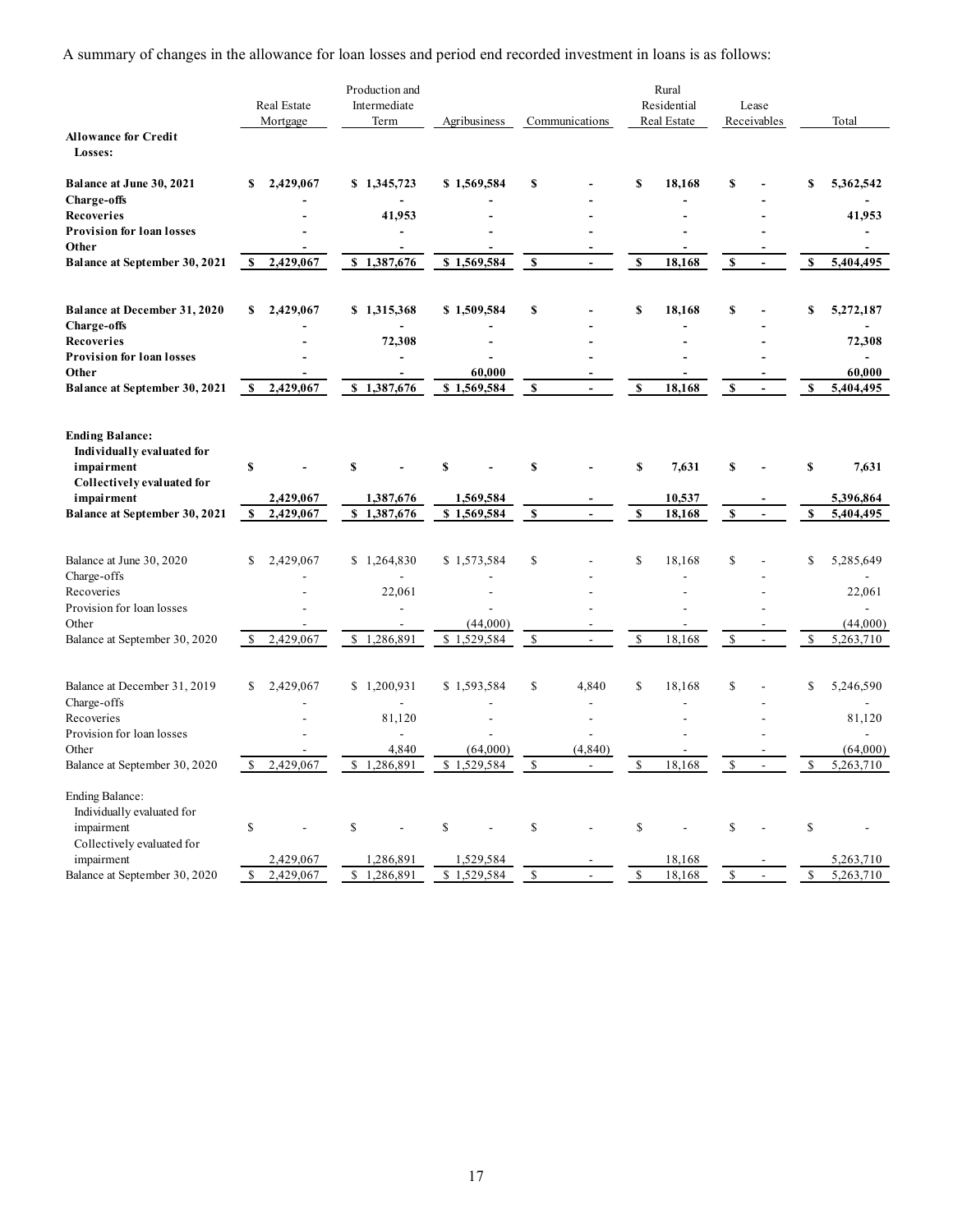A summary of changes in the allowance for loan losses and period end recorded investment in loans is as follows:

| | Real Estate Mortgage | Production and Intermediate Term | Agribusiness | Communications | Rural Residential Real Estate | Lease Receivables | Total |
|---|---|---|---|---|---|---|---|
| **Allowance for Credit Losses:** | | | | | | | |
| **Balance at June 30, 2021** | **$ 2,429,067** | **$ 1,345,723** | **$ 1,569,584** | **$ -** | **$ 18,168** | **$ -** | **$ 5,362,542** |
| **Charge-offs** | **-** | **-** | **-** | **-** | **-** | **-** | **-** |
| **Recoveries** | **-** | **41,953** | **-** | **-** | **-** | **-** | **41,953** |
| **Provision for loan losses** | **-** | **-** | **-** | **-** | **-** | **-** | **-** |
| **Other** | **-** | **-** | **-** | **-** | **-** | **-** | **-** |
| **Balance at September 30, 2021** | **$ 2,429,067** | **$ 1,387,676** | **$ 1,569,584** | **$ -** | **$ 18,168** | **$ -** | **$ 5,404,495** |
| | | | | | | | |
| **Balance at December 31, 2020** | **$ 2,429,067** | **$ 1,315,368** | **$ 1,509,584** | **$ -** | **$ 18,168** | **$ -** | **$ 5,272,187** |
| **Charge-offs** | **-** | **-** | **-** | **-** | **-** | **-** | **-** |
| **Recoveries** | **-** | **72,308** | **-** | **-** | **-** | **-** | **72,308** |
| **Provision for loan losses** | **-** | **-** | **-** | **-** | **-** | **-** | **-** |
| **Other** | **-** | **-** | **60,000** | **-** | **-** | **-** | **60,000** |
| **Balance at September 30, 2021** | **$ 2,429,067** | **$ 1,387,676** | **$ 1,569,584** | **$ -** | **$ 18,168** | **$ -** | **$ 5,404,495** |
| | | | | | | | |
| **Ending Balance:** | | | | | | | |
| **Individually evaluated for impairment** | **$ -** | **$ -** | **$ -** | **$ -** | **$ 7,631** | **$ -** | **$ 7,631** |
| **Collectively evaluated for impairment** | **2,429,067** | **1,387,676** | **1,569,584** | **-** | **10,537** | **-** | **5,396,864** |
| **Balance at September 30, 2021** | **$ 2,429,067** | **$ 1,387,676** | **$ 1,569,584** | **$ -** | **$ 18,168** | **$ -** | **$ 5,404,495** |
| | | | | | | | |
| Balance at June 30, 2020 | $ 2,429,067 | $ 1,264,830 | $ 1,573,584 | $ - | $ 18,168 | $ - | $ 5,285,649 |
| Charge-offs | - | - | - | - | - | - | - |
| Recoveries | - | 22,061 | - | - | - | - | 22,061 |
| Provision for loan losses | - | - | - | - | - | - | - |
| Other | - | - | (44,000) | - | - | - | (44,000) |
| Balance at September 30, 2020 | $ 2,429,067 | $ 1,286,891 | $ 1,529,584 | $ - | $ 18,168 | $ - | $ 5,263,710 |
| | | | | | | | |
| Balance at December 31, 2019 | $ 2,429,067 | $ 1,200,931 | $ 1,593,584 | $ 4,840 | $ 18,168 | $ - | $ 5,246,590 |
| Charge-offs | - | - | - | - | - | - | - |
| Recoveries | - | 81,120 | - | - | - | - | 81,120 |
| Provision for loan losses | - | - | - | - | - | - | - |
| Other | - | 4,840 | (64,000) | (4,840) | - | - | (64,000) |
| Balance at September 30, 2020 | $ 2,429,067 | $ 1,286,891 | $ 1,529,584 | $ - | $ 18,168 | $ - | $ 5,263,710 |
| | | | | | | | |
| Ending Balance: | | | | | | | |
| Individually evaluated for impairment | $ - | $ - | $ - | $ - | $ - | $ - | $ - |
| Collectively evaluated for impairment | 2,429,067 | 1,286,891 | 1,529,584 | - | 18,168 | - | 5,263,710 |
| Balance at September 30, 2020 | $ 2,429,067 | $ 1,286,891 | $ 1,529,584 | $ - | $ 18,168 | $ - | $ 5,263,710 |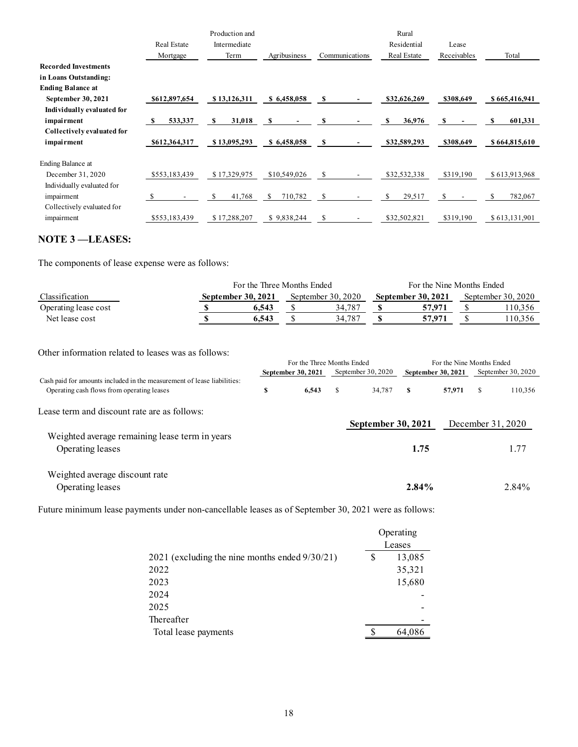| | Real Estate Mortgage | Production and Intermediate Term | Agribusiness | Communications | Rural Residential Real Estate | Lease Receivables | Total |
|---|---|---|---|---|---|---|---|
| **Recorded Investments in Loans Outstanding:** | | | | | | | |
| **Ending Balance at September 30, 2021** | **$612,897,654** | **$ 13,126,311** | **$ 6,458,058** | **$ -** | **$32,626,269** | **$308,649** | **$ 665,416,941** |
| **Individually evaluated for impairment** | **$ 533,337** | **$ 31,018** | **$ -** | **$ -** | **$ 36,976** | **$ -** | **$ 601,331** |
| **Collectively evaluated for impairment** | **$612,364,317** | **$ 13,095,293** | **$ 6,458,058** | **$ -** | **$32,589,293** | **$308,649** | **$ 664,815,610** |
| Ending Balance at December 31, 2020 | $553,183,439 | $ 17,329,975 | $10,549,026 | $ - | $32,532,338 | $319,190 | $ 613,913,968 |
| Individually evaluated for impairment | $ - | $ 41,768 | $ 710,782 | $ - | $ 29,517 | $ - | $ 782,067 |
| Collectively evaluated for impairment | $553,183,439 | $ 17,288,207 | $ 9,838,244 | $ - | $32,502,821 | $319,190 | $ 613,131,901 |

## NOTE 3 —LEASES:

The components of lease expense were as follows:

| | For the Three Months Ended | | For the Nine Months Ended | |
|---|---|---|---|---|
| Classification | **September 30, 2021** | September 30, 2020 | **September 30, 2021** | September 30, 2020 |
| Operating lease cost | **$ 6,543** | $ 34,787 | **$ 57,971** | $ 110,356 |
| Net lease cost | **$ 6,543** | $ 34,787 | **$ 57,971** | $ 110,356 |

Other information related to leases was as follows:

| | For the Three Months Ended | | For the Nine Months Ended | |
|---|---|---|---|---|
| | **September 30, 2021** | September 30, 2020 | **September 30, 2021** | September 30, 2020 |
| Cash paid for amounts included in the measurement of lease liabilities: | | | | |
| Operating cash flows from operating leases | **$ 6,543** | $ 34,787 | **$ 57,971** | $ 110,356 |

Lease term and discount rate are as follows:

| | **September 30, 2021** | December 31, 2020 |
|---|---|---|
| Weighted average remaining lease term in years | | |
| Operating leases | **1.75** | 1.77 |
| Weighted average discount rate | | |
| Operating leases | **2.84%** | 2.84% |

Future minimum lease payments under non-cancellable leases as of September 30, 2021 were as follows:

| | Operating Leases |
|---|---|
| 2021 (excluding the nine months ended 9/30/21) | $ 13,085 |
| 2022 | 35,321 |
| 2023 | 15,680 |
| 2024 | - |
| 2025 | - |
| Thereafter | - |
| Total lease payments | $ 64,086 |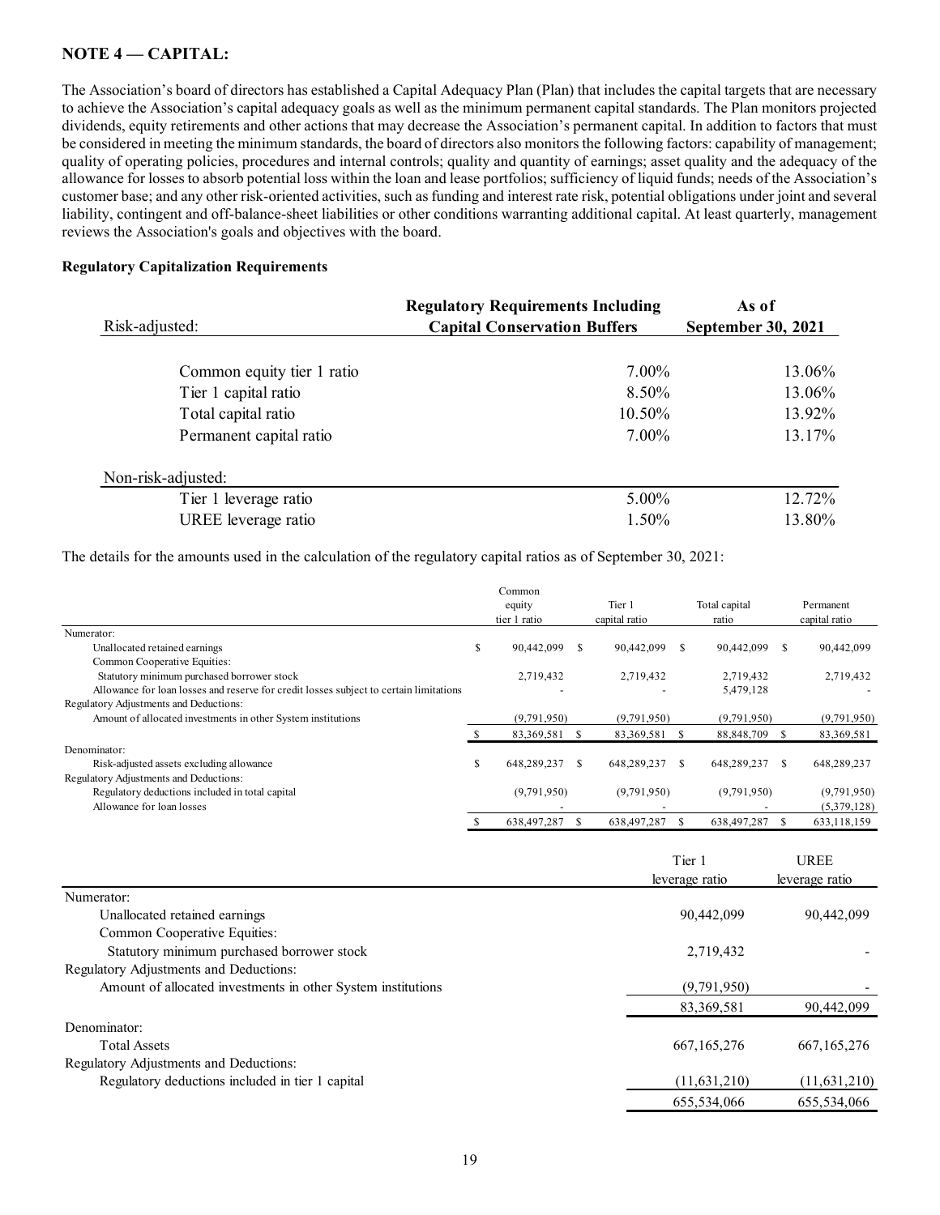## NOTE 4 — CAPITAL:

The Association's board of directors has established a Capital Adequacy Plan (Plan) that includes the capital targets that are necessary to achieve the Association's capital adequacy goals as well as the minimum permanent capital standards. The Plan monitors projected dividends, equity retirements and other actions that may decrease the Association's permanent capital. In addition to factors that must be considered in meeting the minimum standards, the board of directors also monitors the following factors: capability of management; quality of operating policies, procedures and internal controls; quality and quantity of earnings; asset quality and the adequacy of the allowance for losses to absorb potential loss within the loan and lease portfolios; sufficiency of liquid funds; needs of the Association's customer base; and any other risk-oriented activities, such as funding and interest rate risk, potential obligations under joint and several liability, contingent and off-balance-sheet liabilities or other conditions warranting additional capital. At least quarterly, management reviews the Association's goals and objectives with the board.

**Regulatory Capitalization Requirements**

| Risk-adjusted: | Regulatory Requirements Including Capital Conservation Buffers | As of September 30, 2021 |
|---|---|---|
| Common equity tier 1 ratio | 7.00% | 13.06% |
| Tier 1 capital ratio | 8.50% | 13.06% |
| Total capital ratio | 10.50% | 13.92% |
| Permanent capital ratio | 7.00% | 13.17% |
| **Non-risk-adjusted:** | | |
| Tier 1 leverage ratio | 5.00% | 12.72% |
| UREE leverage ratio | 1.50% | 13.80% |

The details for the amounts used in the calculation of the regulatory capital ratios as of September 30, 2021:

| | Common equity tier 1 ratio | Tier 1 capital ratio | Total capital ratio | Permanent capital ratio |
|---|---|---|---|---|
| Numerator: | | | | |
| Unallocated retained earnings | $ 90,442,099 | $ 90,442,099 | $ 90,442,099 | $ 90,442,099 |
| Common Cooperative Equities: | | | | |
| Statutory minimum purchased borrower stock | 2,719,432 | 2,719,432 | 2,719,432 | 2,719,432 |
| Allowance for loan losses and reserve for credit losses subject to certain limitations | - | - | 5,479,128 | - |
| Regulatory Adjustments and Deductions: | | | | |
| Amount of allocated investments in other System institutions | (9,791,950) | (9,791,950) | (9,791,950) | (9,791,950) |
| | $ 83,369,581 | $ 83,369,581 | $ 88,848,709 | $ 83,369,581 |
| Denominator: | | | | |
| Risk-adjusted assets excluding allowance | $ 648,289,237 | $ 648,289,237 | $ 648,289,237 | $ 648,289,237 |
| Regulatory Adjustments and Deductions: | | | | |
| Regulatory deductions included in total capital | (9,791,950) | (9,791,950) | (9,791,950) | (9,791,950) |
| Allowance for loan losses | - | - | - | (5,379,128) |
| | $ 638,497,287 | $ 638,497,287 | $ 638,497,287 | $ 633,118,159 |

| | Tier 1 leverage ratio | UREE leverage ratio |
|---|---|---|
| Numerator: | | |
| Unallocated retained earnings | 90,442,099 | 90,442,099 |
| Common Cooperative Equities: | | |
| Statutory minimum purchased borrower stock | 2,719,432 | - |
| Regulatory Adjustments and Deductions: | | |
| Amount of allocated investments in other System institutions | (9,791,950) | - |
| | 83,369,581 | 90,442,099 |
| Denominator: | | |
| Total Assets | 667,165,276 | 667,165,276 |
| Regulatory Adjustments and Deductions: | | |
| Regulatory deductions included in tier 1 capital | (11,631,210) | (11,631,210) |
| | 655,534,066 | 655,534,066 |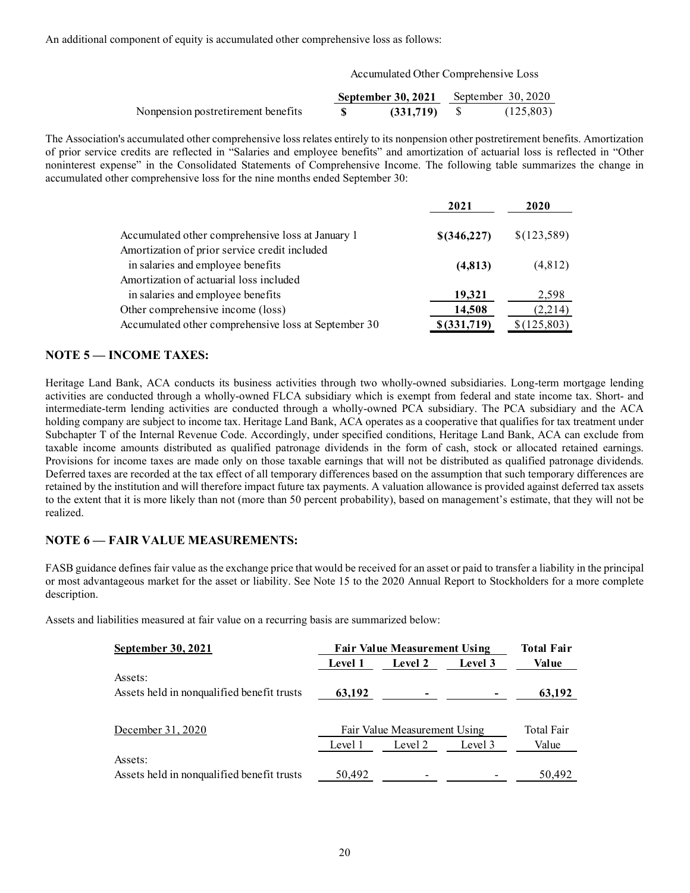An additional component of equity is accumulated other comprehensive loss as follows:

| | Accumulated Other Comprehensive Loss | |
|---|---|---|
| | **September 30, 2021** | September 30, 2020 |
| Nonpension postretirement benefits | **$ (331,719)** | $ (125,803) |

The Association's accumulated other comprehensive loss relates entirely to its nonpension other postretirement benefits. Amortization of prior service credits are reflected in "Salaries and employee benefits" and amortization of actuarial loss is reflected in "Other noninterest expense" in the Consolidated Statements of Comprehensive Income. The following table summarizes the change in accumulated other comprehensive loss for the nine months ended September 30:

| | **2021** | **2020** |
|---|---|---|
| Accumulated other comprehensive loss at January 1 | **$(346,227)** | $(123,589) |
| Amortization of prior service credit included in salaries and employee benefits | **(4,813)** | (4,812) |
| Amortization of actuarial loss included in salaries and employee benefits | **19,321** | 2,598 |
| Other comprehensive income (loss) | **14,508** | (2,214) |
| Accumulated other comprehensive loss at September 30 | **$(331,719)** | $(125,803) |

## NOTE 5 — INCOME TAXES:

Heritage Land Bank, ACA conducts its business activities through two wholly-owned subsidiaries. Long-term mortgage lending activities are conducted through a wholly-owned FLCA subsidiary which is exempt from federal and state income tax. Short- and intermediate-term lending activities are conducted through a wholly-owned PCA subsidiary. The PCA subsidiary and the ACA holding company are subject to income tax. Heritage Land Bank, ACA operates as a cooperative that qualifies for tax treatment under Subchapter T of the Internal Revenue Code. Accordingly, under specified conditions, Heritage Land Bank, ACA can exclude from taxable income amounts distributed as qualified patronage dividends in the form of cash, stock or allocated retained earnings. Provisions for income taxes are made only on those taxable earnings that will not be distributed as qualified patronage dividends. Deferred taxes are recorded at the tax effect of all temporary differences based on the assumption that such temporary differences are retained by the institution and will therefore impact future tax payments. A valuation allowance is provided against deferred tax assets to the extent that it is more likely than not (more than 50 percent probability), based on management's estimate, that they will not be realized.

## NOTE 6 — FAIR VALUE MEASUREMENTS:

FASB guidance defines fair value as the exchange price that would be received for an asset or paid to transfer a liability in the principal or most advantageous market for the asset or liability. See Note 15 to the 2020 Annual Report to Stockholders for a more complete description.

Assets and liabilities measured at fair value on a recurring basis are summarized below:

| **September 30, 2021** | **Fair Value Measurement Using** | | | **Total Fair** |
|---|---|---|---|---|
| | **Level 1** | **Level 2** | **Level 3** | **Value** |
| Assets: | | | | |
| Assets held in nonqualified benefit trusts | **63,192** | **-** | **-** | **63,192** |

| December 31, 2020 | Fair Value Measurement Using | | | Total Fair |
|---|---|---|---|---|
| | Level 1 | Level 2 | Level 3 | Value |
| Assets: | | | | |
| Assets held in nonqualified benefit trusts | 50,492 | - | - | 50,492 |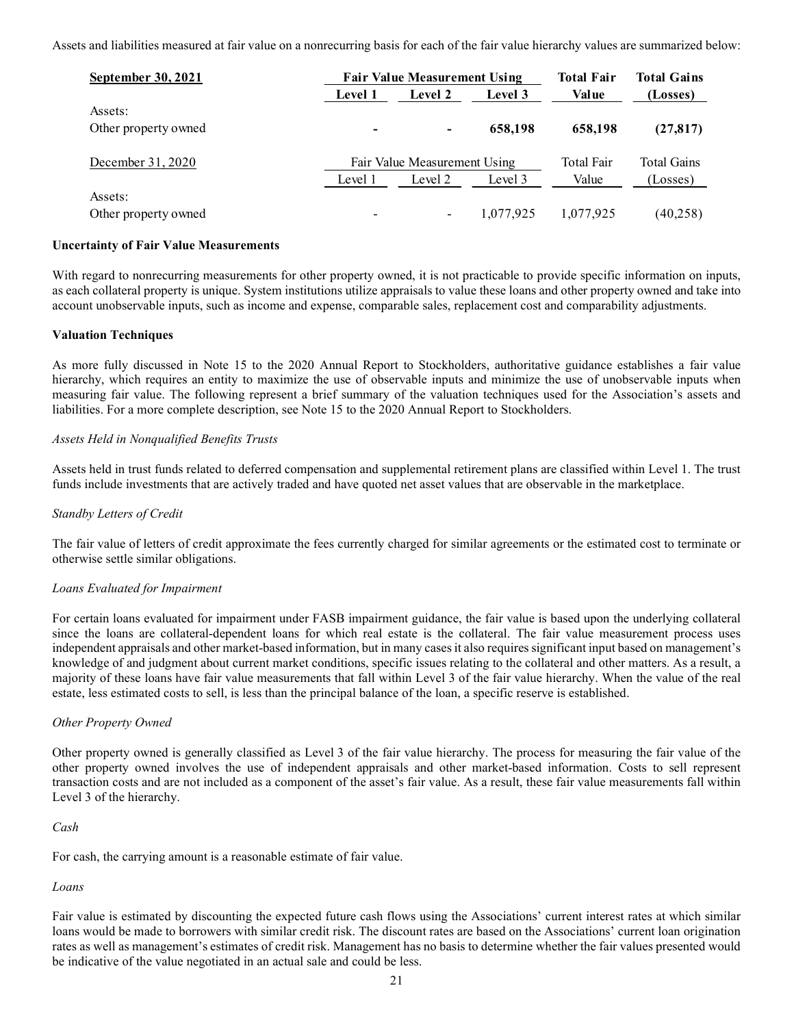Assets and liabilities measured at fair value on a nonrecurring basis for each of the fair value hierarchy values are summarized below:

| **September 30, 2021** | **Fair Value Measurement Using** | | | **Total Fair Value** | **Total Gains (Losses)** |
|---|---|---|---|---|---|
| | **Level 1** | **Level 2** | **Level 3** | | |
| Assets: | | | | | |
| Other property owned | **-** | **-** | **658,198** | **658,198** | **(27,817)** |

| December 31, 2020 | Fair Value Measurement Using | | | Total Fair Value | Total Gains (Losses) |
|---|---|---|---|---|---|
| | Level 1 | Level 2 | Level 3 | | |
| Assets: | | | | | |
| Other property owned | - | - | 1,077,925 | 1,077,925 | (40,258) |

**Uncertainty of Fair Value Measurements**

With regard to nonrecurring measurements for other property owned, it is not practicable to provide specific information on inputs, as each collateral property is unique. System institutions utilize appraisals to value these loans and other property owned and take into account unobservable inputs, such as income and expense, comparable sales, replacement cost and comparability adjustments.

**Valuation Techniques**

As more fully discussed in Note 15 to the 2020 Annual Report to Stockholders, authoritative guidance establishes a fair value hierarchy, which requires an entity to maximize the use of observable inputs and minimize the use of unobservable inputs when measuring fair value. The following represent a brief summary of the valuation techniques used for the Association's assets and liabilities. For a more complete description, see Note 15 to the 2020 Annual Report to Stockholders.

*Assets Held in Nonqualified Benefits Trusts*

Assets held in trust funds related to deferred compensation and supplemental retirement plans are classified within Level 1. The trust funds include investments that are actively traded and have quoted net asset values that are observable in the marketplace.

*Standby Letters of Credit*

The fair value of letters of credit approximate the fees currently charged for similar agreements or the estimated cost to terminate or otherwise settle similar obligations.

*Loans Evaluated for Impairment*

For certain loans evaluated for impairment under FASB impairment guidance, the fair value is based upon the underlying collateral since the loans are collateral-dependent loans for which real estate is the collateral. The fair value measurement process uses independent appraisals and other market-based information, but in many cases it also requires significant input based on management's knowledge of and judgment about current market conditions, specific issues relating to the collateral and other matters. As a result, a majority of these loans have fair value measurements that fall within Level 3 of the fair value hierarchy. When the value of the real estate, less estimated costs to sell, is less than the principal balance of the loan, a specific reserve is established.

*Other Property Owned*

Other property owned is generally classified as Level 3 of the fair value hierarchy. The process for measuring the fair value of the other property owned involves the use of independent appraisals and other market-based information. Costs to sell represent transaction costs and are not included as a component of the asset's fair value. As a result, these fair value measurements fall within Level 3 of the hierarchy.

*Cash*

For cash, the carrying amount is a reasonable estimate of fair value.

*Loans*

Fair value is estimated by discounting the expected future cash flows using the Associations' current interest rates at which similar loans would be made to borrowers with similar credit risk. The discount rates are based on the Associations' current loan origination rates as well as management's estimates of credit risk. Management has no basis to determine whether the fair values presented would be indicative of the value negotiated in an actual sale and could be less.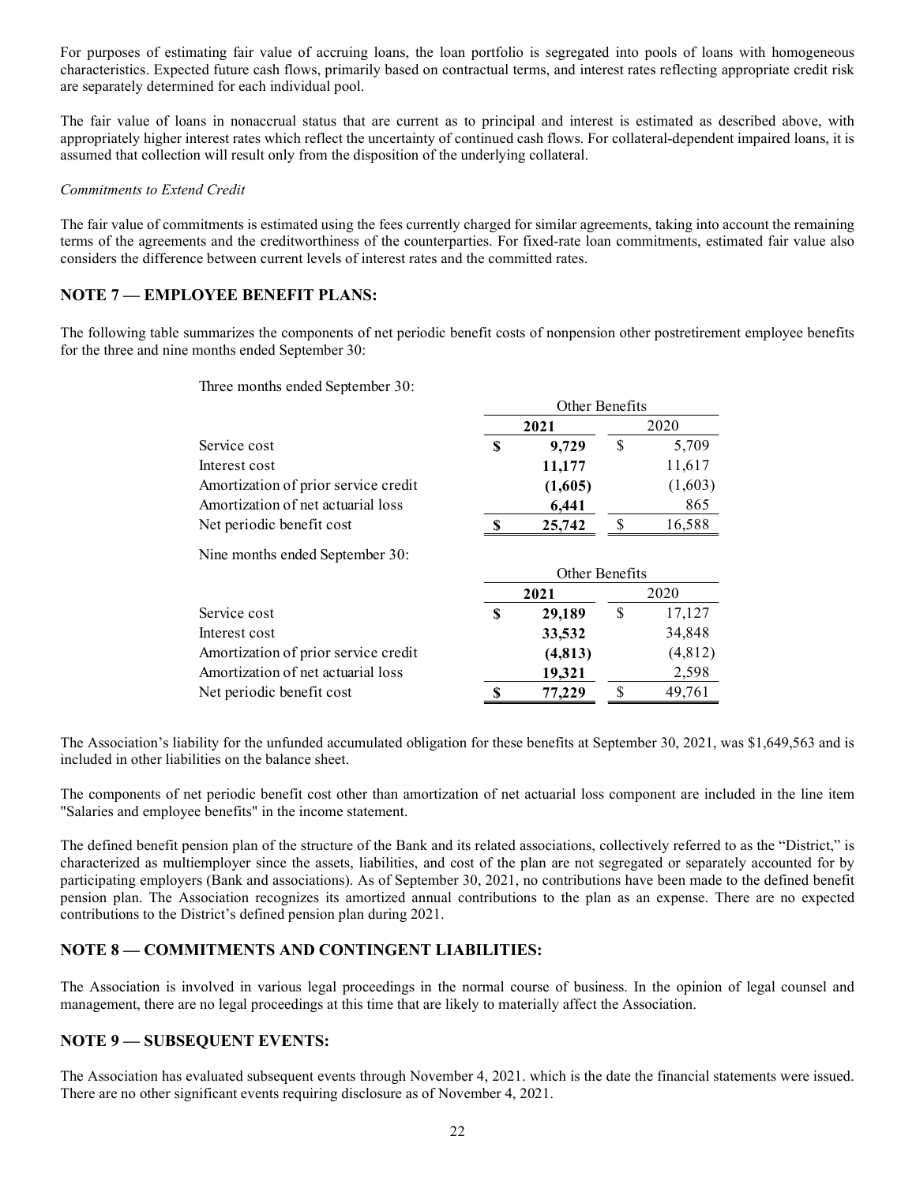For purposes of estimating fair value of accruing loans, the loan portfolio is segregated into pools of loans with homogeneous characteristics. Expected future cash flows, primarily based on contractual terms, and interest rates reflecting appropriate credit risk are separately determined for each individual pool.

The fair value of loans in nonaccrual status that are current as to principal and interest is estimated as described above, with appropriately higher interest rates which reflect the uncertainty of continued cash flows. For collateral-dependent impaired loans, it is assumed that collection will result only from the disposition of the underlying collateral.

*Commitments to Extend Credit*

The fair value of commitments is estimated using the fees currently charged for similar agreements, taking into account the remaining terms of the agreements and the creditworthiness of the counterparties. For fixed-rate loan commitments, estimated fair value also considers the difference between current levels of interest rates and the committed rates.

## NOTE 7 — EMPLOYEE BENEFIT PLANS:

The following table summarizes the components of net periodic benefit costs of nonpension other postretirement employee benefits for the three and nine months ended September 30:

| Three months ended September 30: | Other Benefits | |
|---|---|---|
| | **2021** | 2020 |
| Service cost | **$ 9,729** | $ 5,709 |
| Interest cost | **11,177** | 11,617 |
| Amortization of prior service credit | **(1,605)** | (1,603) |
| Amortization of net actuarial loss | **6,441** | 865 |
| Net periodic benefit cost | **$ 25,742** | $ 16,588 |

| Nine months ended September 30: | Other Benefits | |
|---|---|---|
| | **2021** | 2020 |
| Service cost | **$ 29,189** | $ 17,127 |
| Interest cost | **33,532** | 34,848 |
| Amortization of prior service credit | **(4,813)** | (4,812) |
| Amortization of net actuarial loss | **19,321** | 2,598 |
| Net periodic benefit cost | **$ 77,229** | $ 49,761 |

The Association's liability for the unfunded accumulated obligation for these benefits at September 30, 2021, was $1,649,563 and is included in other liabilities on the balance sheet.

The components of net periodic benefit cost other than amortization of net actuarial loss component are included in the line item "Salaries and employee benefits" in the income statement.

The defined benefit pension plan of the structure of the Bank and its related associations, collectively referred to as the "District," is characterized as multiemployer since the assets, liabilities, and cost of the plan are not segregated or separately accounted for by participating employers (Bank and associations). As of September 30, 2021, no contributions have been made to the defined benefit pension plan. The Association recognizes its amortized annual contributions to the plan as an expense. There are no expected contributions to the District's defined pension plan during 2021.

## NOTE 8 — COMMITMENTS AND CONTINGENT LIABILITIES:

The Association is involved in various legal proceedings in the normal course of business. In the opinion of legal counsel and management, there are no legal proceedings at this time that are likely to materially affect the Association.

## NOTE 9 — SUBSEQUENT EVENTS:

The Association has evaluated subsequent events through November 4, 2021. which is the date the financial statements were issued. There are no other significant events requiring disclosure as of November 4, 2021.